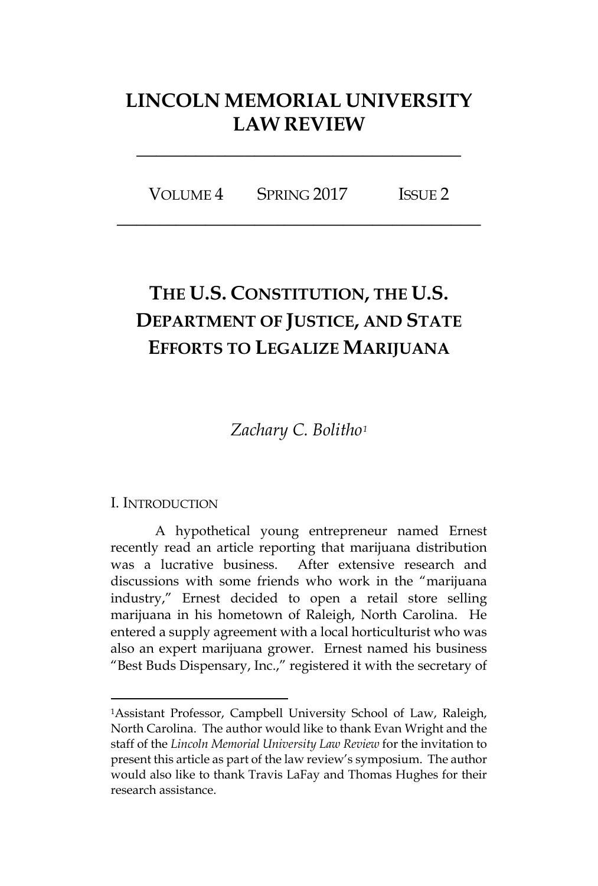# LINCOLN MEMORIAL UNIVERSITY LAW REVIEW

VOLUME 4 SPRING 2017 ISSUE 2

## THE U.S. CONSTITUTION, THE U.S. DEPARTMENT OF JUSTICE, AND STATE EFFORTS TO LEGALIZE MARIJUANA

*Zachary C. Bolitho*[1]

### I. INTRODUCTION

A hypothetical young entrepreneur named Ernest recently read an article reporting that marijuana distribution was a lucrative business. After extensive research and discussions with some friends who work in the "marijuana industry," Ernest decided to open a retail store selling marijuana in his hometown of Raleigh, North Carolina. He entered a supply agreement with a local horticulturist who was also an expert marijuana grower. Ernest named his business "Best Buds Dispensary, Inc.," registered it with the secretary of

---

[1] Assistant Professor, Campbell University School of Law, Raleigh, North Carolina. The author would like to thank Evan Wright and the staff of the *Lincoln Memorial University Law Review* for the invitation to present this article as part of the law review's symposium. The author would also like to thank Travis LaFay and Thomas Hughes for their research assistance.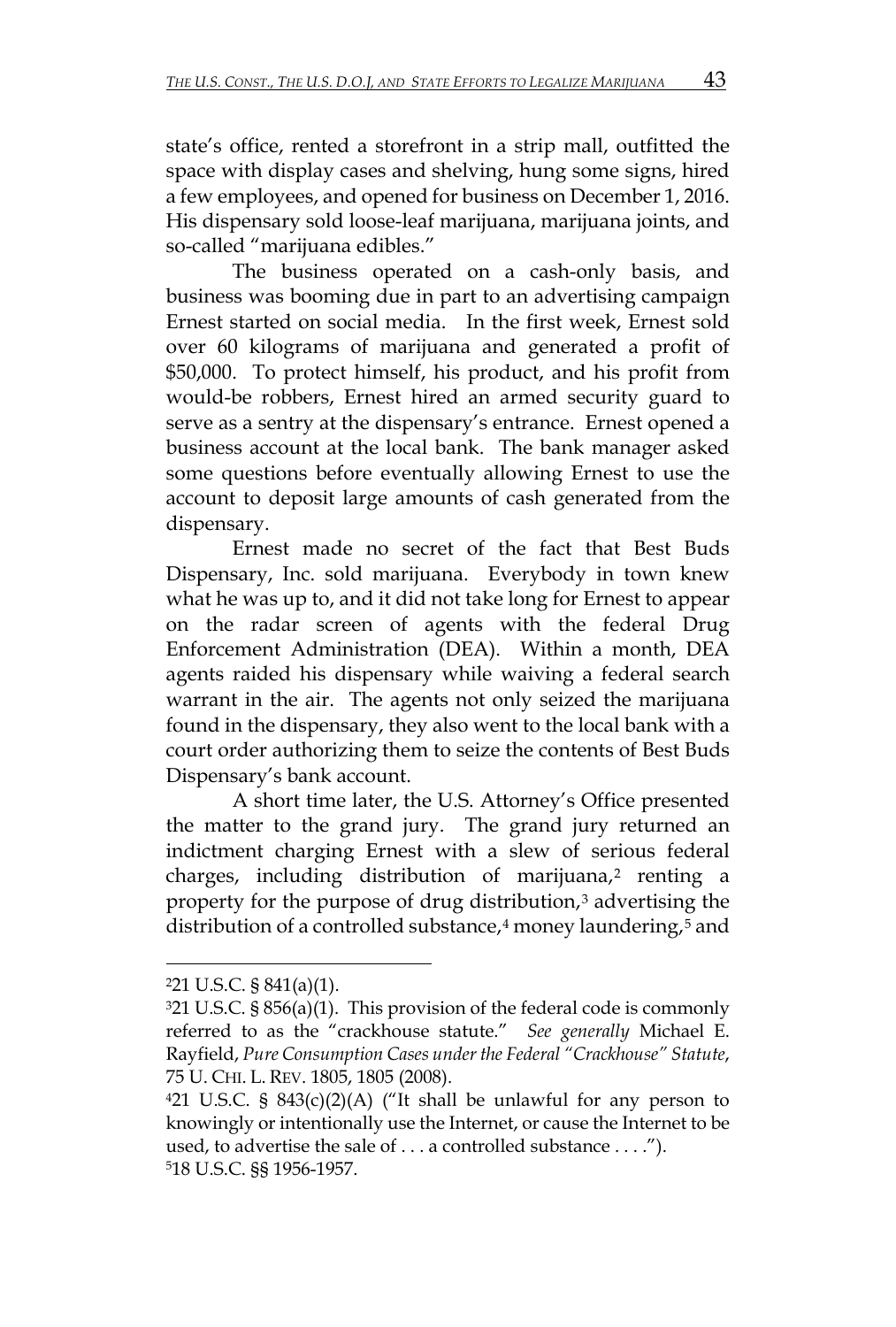state's office, rented a storefront in a strip mall, outfitted the space with display cases and shelving, hung some signs, hired a few employees, and opened for business on December 1, 2016. His dispensary sold loose-leaf marijuana, marijuana joints, and so-called "marijuana edibles."

The business operated on a cash-only basis, and business was booming due in part to an advertising campaign Ernest started on social media. In the first week, Ernest sold over 60 kilograms of marijuana and generated a profit of $50,000. To protect himself, his product, and his profit from would-be robbers, Ernest hired an armed security guard to serve as a sentry at the dispensary's entrance. Ernest opened a business account at the local bank. The bank manager asked some questions before eventually allowing Ernest to use the account to deposit large amounts of cash generated from the dispensary.

Ernest made no secret of the fact that Best Buds Dispensary, Inc. sold marijuana. Everybody in town knew what he was up to, and it did not take long for Ernest to appear on the radar screen of agents with the federal Drug Enforcement Administration (DEA). Within a month, DEA agents raided his dispensary while waiving a federal search warrant in the air. The agents not only seized the marijuana found in the dispensary, they also went to the local bank with a court order authorizing them to seize the contents of Best Buds Dispensary's bank account.

A short time later, the U.S. Attorney's Office presented the matter to the grand jury. The grand jury returned an indictment charging Ernest with a slew of serious federal charges, including distribution of marijuana,[2] renting a property for the purpose of drug distribution,[3] advertising the distribution of a controlled substance,[4] money laundering,[5] and

---

[2] 21 U.S.C. § 841(a)(1).

[3] 21 U.S.C. § 856(a)(1). This provision of the federal code is commonly referred to as the "crackhouse statute." *See generally* Michael E. Rayfield, *Pure Consumption Cases under the Federal "Crackhouse" Statute*, 75 U. CHI. L. REV. 1805, 1805 (2008).

[4] 21 U.S.C. § 843(c)(2)(A) ("It shall be unlawful for any person to knowingly or intentionally use the Internet, or cause the Internet to be used, to advertise the sale of . . . a controlled substance . . . .").

[5] 18 U.S.C. §§ 1956-1957.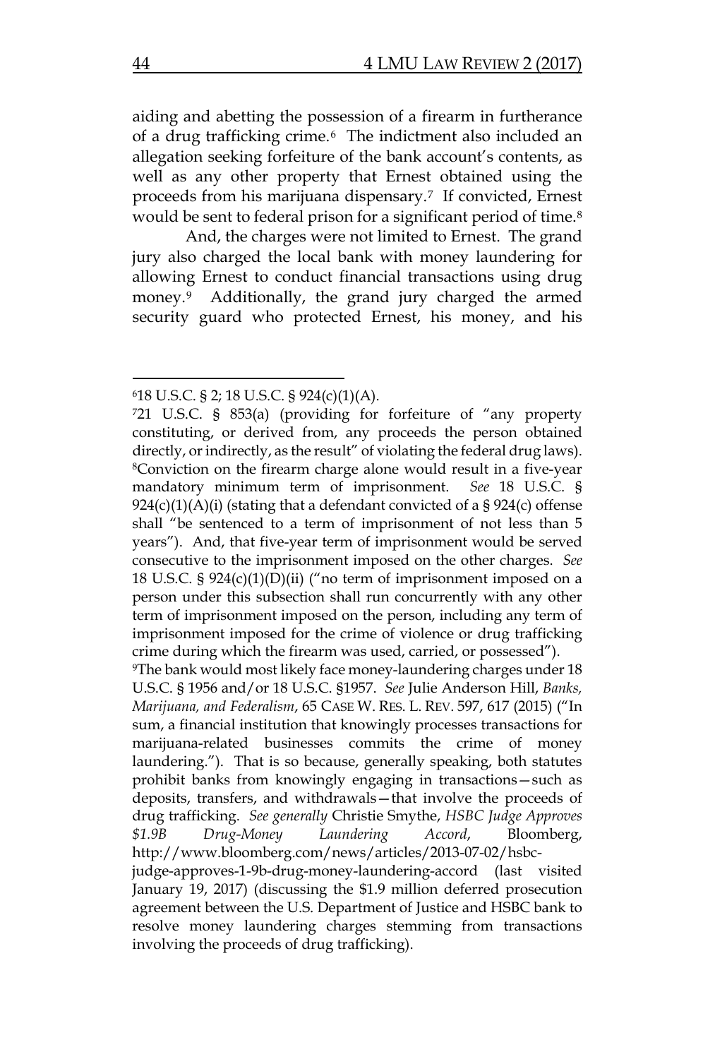aiding and abetting the possession of a firearm in furtherance of a drug trafficking crime.[6] The indictment also included an allegation seeking forfeiture of the bank account's contents, as well as any other property that Ernest obtained using the proceeds from his marijuana dispensary.[7] If convicted, Ernest would be sent to federal prison for a significant period of time.[8]

And, the charges were not limited to Ernest. The grand jury also charged the local bank with money laundering for allowing Ernest to conduct financial transactions using drug money.[9] Additionally, the grand jury charged the armed security guard who protected Ernest, his money, and his

---

[6] 18 U.S.C. § 2; 18 U.S.C. § 924(c)(1)(A).

[7] 21 U.S.C. § 853(a) (providing for forfeiture of "any property constituting, or derived from, any proceeds the person obtained directly, or indirectly, as the result" of violating the federal drug laws).

[8] Conviction on the firearm charge alone would result in a five-year mandatory minimum term of imprisonment. *See* 18 U.S.C. § 924(c)(1)(A)(i) (stating that a defendant convicted of a § 924(c) offense shall "be sentenced to a term of imprisonment of not less than 5 years"). And, that five-year term of imprisonment would be served consecutive to the imprisonment imposed on the other charges. *See* 18 U.S.C. § 924(c)(1)(D)(ii) ("no term of imprisonment imposed on a person under this subsection shall run concurrently with any other term of imprisonment imposed on the person, including any term of imprisonment imposed for the crime of violence or drug trafficking crime during which the firearm was used, carried, or possessed").

[9] The bank would most likely face money-laundering charges under 18 U.S.C. § 1956 and/or 18 U.S.C. §1957. *See* Julie Anderson Hill, *Banks, Marijuana, and Federalism*, 65 CASE W. RES. L. REV. 597, 617 (2015) ("In sum, a financial institution that knowingly processes transactions for marijuana-related businesses commits the crime of money laundering."). That is so because, generally speaking, both statutes prohibit banks from knowingly engaging in transactions—such as deposits, transfers, and withdrawals—that involve the proceeds of drug trafficking. *See generally* Christie Smythe, *HSBC Judge Approves $1.9B Drug-Money Laundering Accord*, Bloomberg, http://www.bloomberg.com/news/articles/2013-07-02/hsbc-judge-approves-1-9b-drug-money-laundering-accord (last visited January 19, 2017) (discussing the $1.9 million deferred prosecution agreement between the U.S. Department of Justice and HSBC bank to resolve money laundering charges stemming from transactions involving the proceeds of drug trafficking).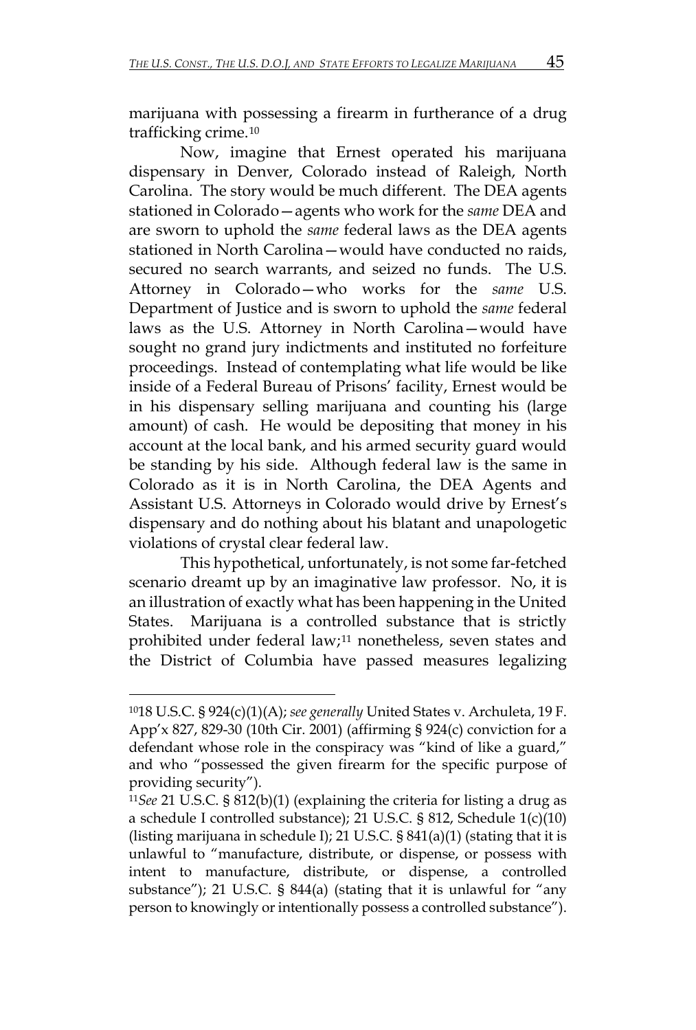marijuana with possessing a firearm in furtherance of a drug trafficking crime.[10]

Now, imagine that Ernest operated his marijuana dispensary in Denver, Colorado instead of Raleigh, North Carolina. The story would be much different. The DEA agents stationed in Colorado—agents who work for the *same* DEA and are sworn to uphold the *same* federal laws as the DEA agents stationed in North Carolina—would have conducted no raids, secured no search warrants, and seized no funds. The U.S. Attorney in Colorado—who works for the *same* U.S. Department of Justice and is sworn to uphold the *same* federal laws as the U.S. Attorney in North Carolina—would have sought no grand jury indictments and instituted no forfeiture proceedings. Instead of contemplating what life would be like inside of a Federal Bureau of Prisons' facility, Ernest would be in his dispensary selling marijuana and counting his (large amount) of cash. He would be depositing that money in his account at the local bank, and his armed security guard would be standing by his side. Although federal law is the same in Colorado as it is in North Carolina, the DEA Agents and Assistant U.S. Attorneys in Colorado would drive by Ernest's dispensary and do nothing about his blatant and unapologetic violations of crystal clear federal law.

This hypothetical, unfortunately, is not some far-fetched scenario dreamt up by an imaginative law professor. No, it is an illustration of exactly what has been happening in the United States. Marijuana is a controlled substance that is strictly prohibited under federal law;[11] nonetheless, seven states and the District of Columbia have passed measures legalizing

---

[10] 18 U.S.C. § 924(c)(1)(A); *see generally* United States v. Archuleta, 19 F. App'x 827, 829-30 (10th Cir. 2001) (affirming § 924(c) conviction for a defendant whose role in the conspiracy was "kind of like a guard," and who "possessed the given firearm for the specific purpose of providing security").

[11] *See* 21 U.S.C. § 812(b)(1) (explaining the criteria for listing a drug as a schedule I controlled substance); 21 U.S.C. § 812, Schedule 1(c)(10) (listing marijuana in schedule I); 21 U.S.C. § 841(a)(1) (stating that it is unlawful to "manufacture, distribute, or dispense, or possess with intent to manufacture, distribute, or dispense, a controlled substance"); 21 U.S.C. § 844(a) (stating that it is unlawful for "any person to knowingly or intentionally possess a controlled substance").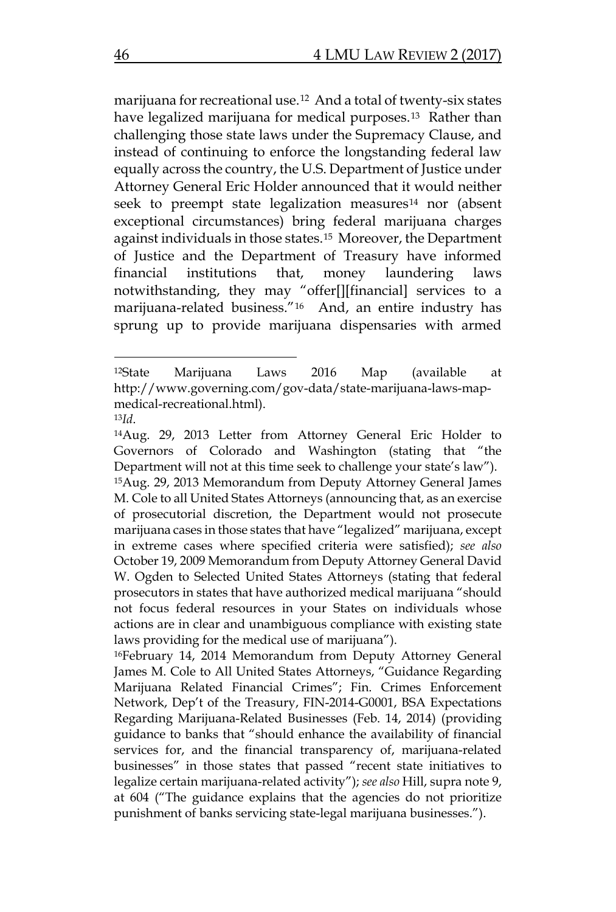marijuana for recreational use.[12] And a total of twenty-six states have legalized marijuana for medical purposes.[13] Rather than challenging those state laws under the Supremacy Clause, and instead of continuing to enforce the longstanding federal law equally across the country, the U.S. Department of Justice under Attorney General Eric Holder announced that it would neither seek to preempt state legalization measures[14] nor (absent exceptional circumstances) bring federal marijuana charges against individuals in those states.[15] Moreover, the Department of Justice and the Department of Treasury have informed financial institutions that, money laundering laws notwithstanding, they may "offer[][financial] services to a marijuana-related business."[16] And, an entire industry has sprung up to provide marijuana dispensaries with armed

---

[12]State Marijuana Laws 2016 Map (available at http://www.governing.com/gov-data/state-marijuana-laws-map-medical-recreational.html).

[13]*Id*.

[14]Aug. 29, 2013 Letter from Attorney General Eric Holder to Governors of Colorado and Washington (stating that "the Department will not at this time seek to challenge your state's law").

[15]Aug. 29, 2013 Memorandum from Deputy Attorney General James M. Cole to all United States Attorneys (announcing that, as an exercise of prosecutorial discretion, the Department would not prosecute marijuana cases in those states that have "legalized" marijuana, except in extreme cases where specified criteria were satisfied); *see also* October 19, 2009 Memorandum from Deputy Attorney General David W. Ogden to Selected United States Attorneys (stating that federal prosecutors in states that have authorized medical marijuana "should not focus federal resources in your States on individuals whose actions are in clear and unambiguous compliance with existing state laws providing for the medical use of marijuana").

[16]February 14, 2014 Memorandum from Deputy Attorney General James M. Cole to All United States Attorneys, "Guidance Regarding Marijuana Related Financial Crimes"; Fin. Crimes Enforcement Network, Dep't of the Treasury, FIN-2014-G0001, BSA Expectations Regarding Marijuana-Related Businesses (Feb. 14, 2014) (providing guidance to banks that "should enhance the availability of financial services for, and the financial transparency of, marijuana-related businesses" in those states that passed "recent state initiatives to legalize certain marijuana-related activity"); *see also* Hill, supra note 9, at 604 ("The guidance explains that the agencies do not prioritize punishment of banks servicing state-legal marijuana businesses.").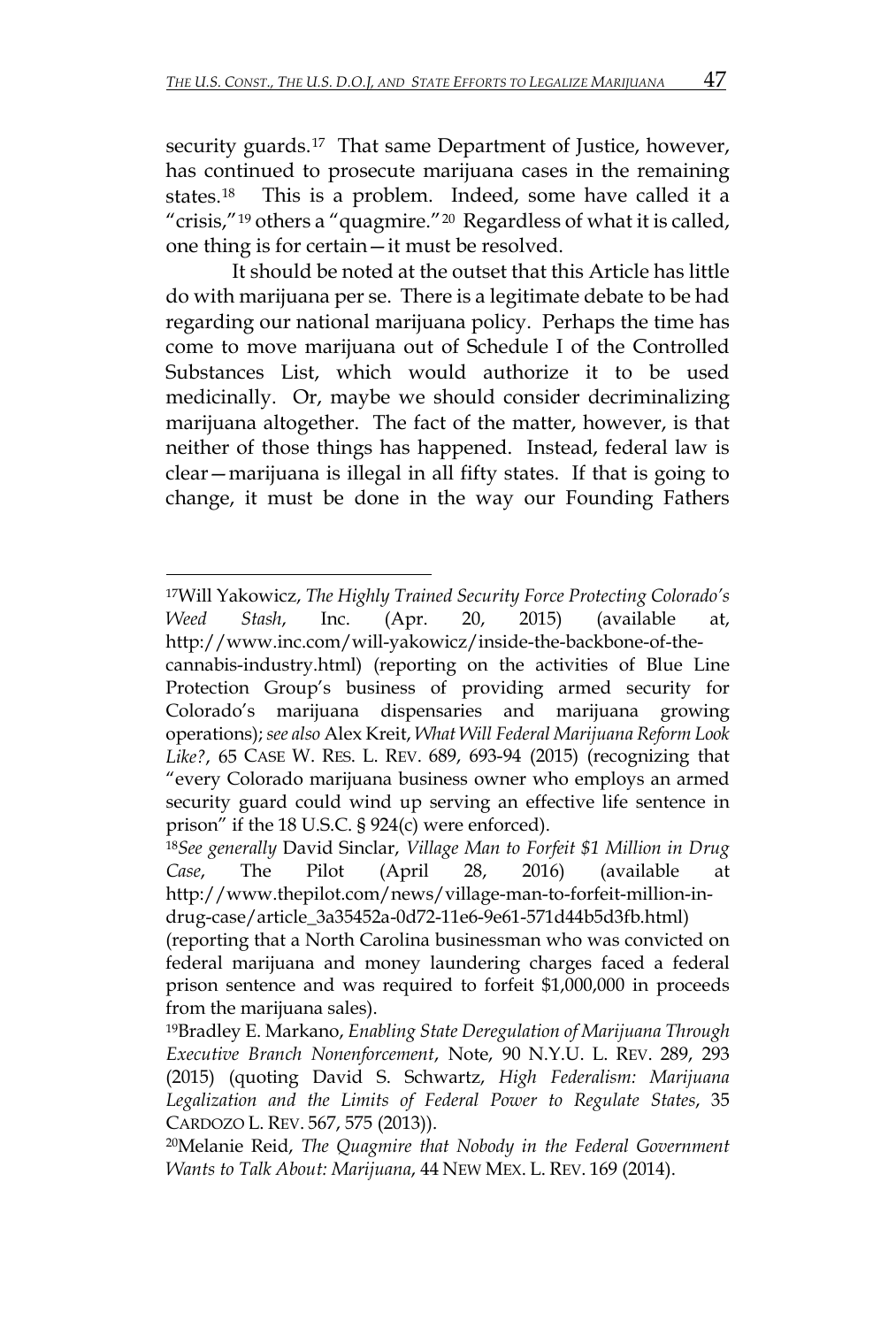security guards.[17] That same Department of Justice, however, has continued to prosecute marijuana cases in the remaining states.[18] This is a problem. Indeed, some have called it a "crisis,"[19] others a "quagmire."[20] Regardless of what it is called, one thing is for certain—it must be resolved.

It should be noted at the outset that this Article has little do with marijuana per se. There is a legitimate debate to be had regarding our national marijuana policy. Perhaps the time has come to move marijuana out of Schedule I of the Controlled Substances List, which would authorize it to be used medicinally. Or, maybe we should consider decriminalizing marijuana altogether. The fact of the matter, however, is that neither of those things has happened. Instead, federal law is clear—marijuana is illegal in all fifty states. If that is going to change, it must be done in the way our Founding Fathers

---

[17]Will Yakowicz, *The Highly Trained Security Force Protecting Colorado's Weed Stash*, Inc. (Apr. 20, 2015) (available at, http://www.inc.com/will-yakowicz/inside-the-backbone-of-the-cannabis-industry.html) (reporting on the activities of Blue Line Protection Group's business of providing armed security for Colorado's marijuana dispensaries and marijuana growing operations); *see also* Alex Kreit, *What Will Federal Marijuana Reform Look Like?*, 65 CASE W. RES. L. REV. 689, 693-94 (2015) (recognizing that "every Colorado marijuana business owner who employs an armed security guard could wind up serving an effective life sentence in prison" if the 18 U.S.C. § 924(c) were enforced).

[18]*See generally* David Sinclar, *Village Man to Forfeit $1 Million in Drug Case*, The Pilot (April 28, 2016) (available at http://www.thepilot.com/news/village-man-to-forfeit-million-in-drug-case/article_3a35452a-0d72-11e6-9e61-571d44b5d3fb.html) (reporting that a North Carolina businessman who was convicted on federal marijuana and money laundering charges faced a federal prison sentence and was required to forfeit $1,000,000 in proceeds from the marijuana sales).

[19]Bradley E. Markano, *Enabling State Deregulation of Marijuana Through Executive Branch Nonenforcement*, Note, 90 N.Y.U. L. REV. 289, 293 (2015) (quoting David S. Schwartz, *High Federalism: Marijuana Legalization and the Limits of Federal Power to Regulate States*, 35 CARDOZO L. REV. 567, 575 (2013)).

[20]Melanie Reid, *The Quagmire that Nobody in the Federal Government Wants to Talk About: Marijuana*, 44 NEW MEX. L. REV. 169 (2014).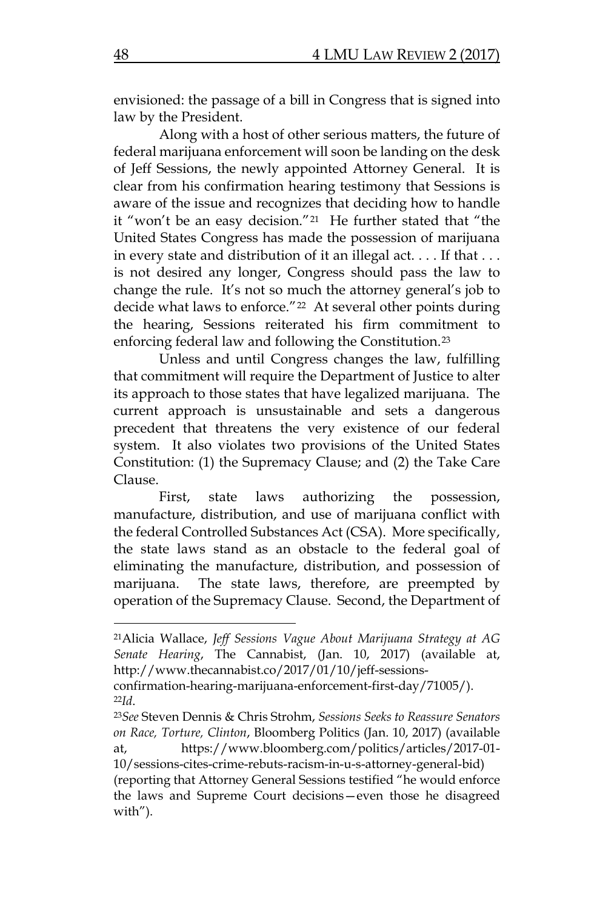envisioned: the passage of a bill in Congress that is signed into law by the President.

Along with a host of other serious matters, the future of federal marijuana enforcement will soon be landing on the desk of Jeff Sessions, the newly appointed Attorney General. It is clear from his confirmation hearing testimony that Sessions is aware of the issue and recognizes that deciding how to handle it "won't be an easy decision."[21] He further stated that "the United States Congress has made the possession of marijuana in every state and distribution of it an illegal act. . . . If that . . . is not desired any longer, Congress should pass the law to change the rule. It's not so much the attorney general's job to decide what laws to enforce."[22] At several other points during the hearing, Sessions reiterated his firm commitment to enforcing federal law and following the Constitution.[23]

Unless and until Congress changes the law, fulfilling that commitment will require the Department of Justice to alter its approach to those states that have legalized marijuana. The current approach is unsustainable and sets a dangerous precedent that threatens the very existence of our federal system. It also violates two provisions of the United States Constitution: (1) the Supremacy Clause; and (2) the Take Care Clause.

First, state laws authorizing the possession, manufacture, distribution, and use of marijuana conflict with the federal Controlled Substances Act (CSA). More specifically, the state laws stand as an obstacle to the federal goal of eliminating the manufacture, distribution, and possession of marijuana. The state laws, therefore, are preempted by operation of the Supremacy Clause. Second, the Department of

---

[21] Alicia Wallace, *Jeff Sessions Vague About Marijuana Strategy at AG Senate Hearing*, The Cannabist, (Jan. 10, 2017) (available at, http://www.thecannabist.co/2017/01/10/jeff-sessions-confirmation-hearing-marijuana-enforcement-first-day/71005/).

[22] *Id*.

[23] *See* Steven Dennis & Chris Strohm, *Sessions Seeks to Reassure Senators on Race, Torture, Clinton*, Bloomberg Politics (Jan. 10, 2017) (available at, https://www.bloomberg.com/politics/articles/2017-01-10/sessions-cites-crime-rebuts-racism-in-u-s-attorney-general-bid) (reporting that Attorney General Sessions testified "he would enforce the laws and Supreme Court decisions—even those he disagreed with").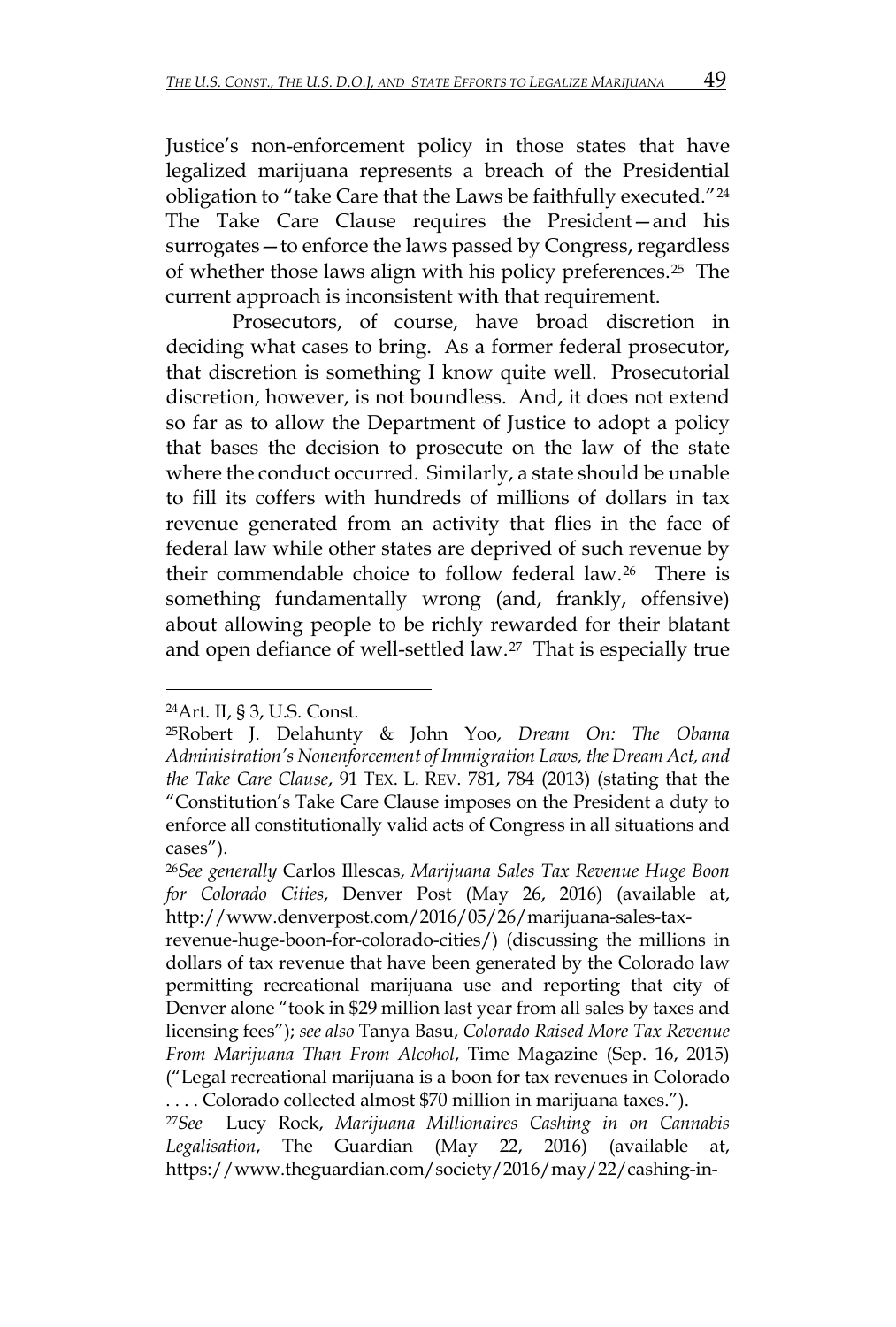Justice's non-enforcement policy in those states that have legalized marijuana represents a breach of the Presidential obligation to "take Care that the Laws be faithfully executed."[24] The Take Care Clause requires the President—and his surrogates—to enforce the laws passed by Congress, regardless of whether those laws align with his policy preferences.[25] The current approach is inconsistent with that requirement.

Prosecutors, of course, have broad discretion in deciding what cases to bring. As a former federal prosecutor, that discretion is something I know quite well. Prosecutorial discretion, however, is not boundless. And, it does not extend so far as to allow the Department of Justice to adopt a policy that bases the decision to prosecute on the law of the state where the conduct occurred. Similarly, a state should be unable to fill its coffers with hundreds of millions of dollars in tax revenue generated from an activity that flies in the face of federal law while other states are deprived of such revenue by their commendable choice to follow federal law.[26] There is something fundamentally wrong (and, frankly, offensive) about allowing people to be richly rewarded for their blatant and open defiance of well-settled law.[27] That is especially true

---

[24]Art. II, § 3, U.S. Const.

[25]Robert J. Delahunty & John Yoo, *Dream On: The Obama Administration's Nonenforcement of Immigration Laws, the Dream Act, and the Take Care Clause*, 91 TEX. L. REV. 781, 784 (2013) (stating that the "Constitution's Take Care Clause imposes on the President a duty to enforce all constitutionally valid acts of Congress in all situations and cases").

[26]*See generally* Carlos Illescas, *Marijuana Sales Tax Revenue Huge Boon for Colorado Cities*, Denver Post (May 26, 2016) (available at, http://www.denverpost.com/2016/05/26/marijuana-sales-tax-revenue-huge-boon-for-colorado-cities/) (discussing the millions in dollars of tax revenue that have been generated by the Colorado law permitting recreational marijuana use and reporting that city of Denver alone "took in $29 million last year from all sales by taxes and licensing fees"); *see also* Tanya Basu, *Colorado Raised More Tax Revenue From Marijuana Than From Alcohol*, Time Magazine (Sep. 16, 2015) ("Legal recreational marijuana is a boon for tax revenues in Colorado . . . . Colorado collected almost $70 million in marijuana taxes.").

[27]*See* Lucy Rock, *Marijuana Millionaires Cashing in on Cannabis Legalisation*, The Guardian (May 22, 2016) (available at, https://www.theguardian.com/society/2016/may/22/cashing-in-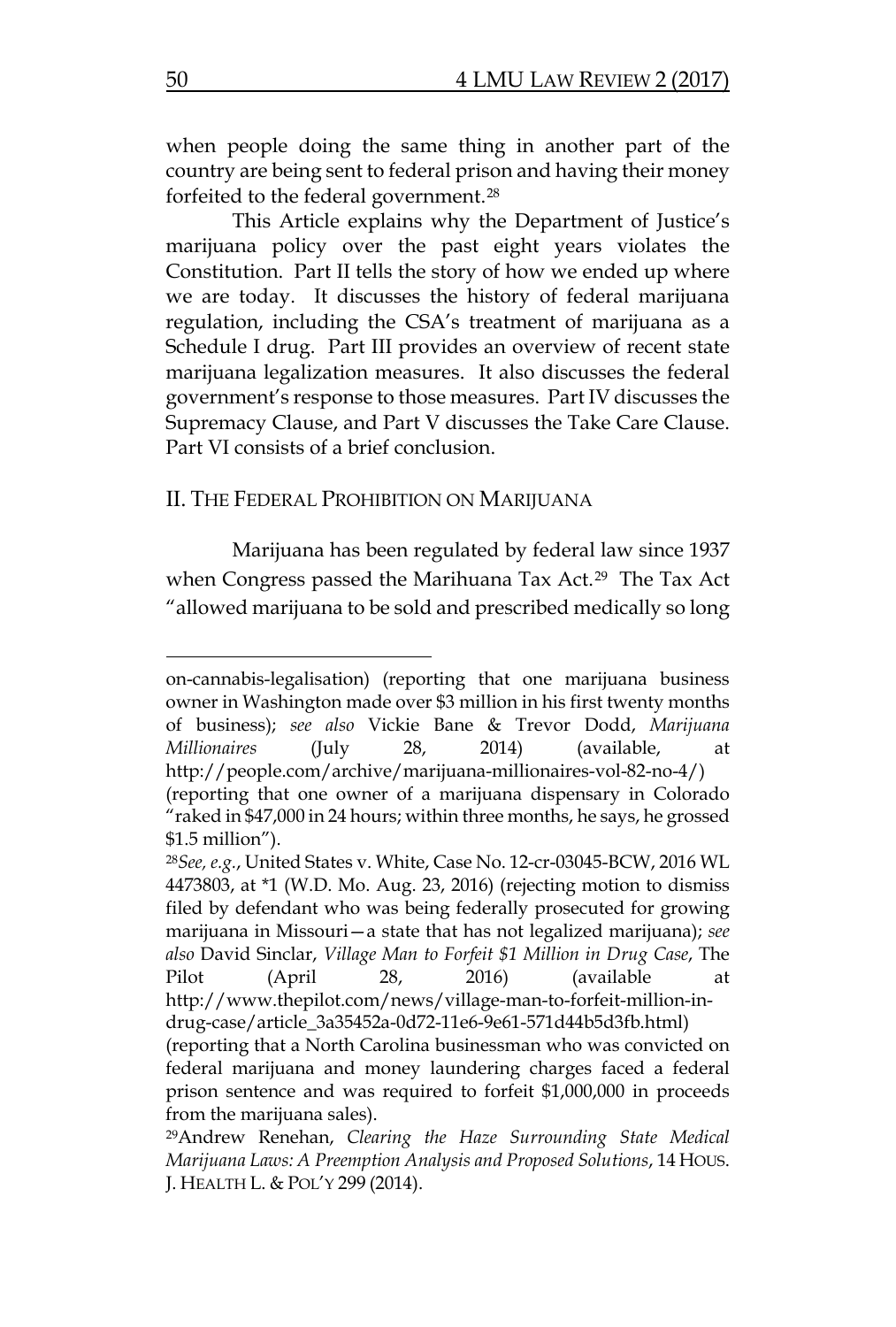when people doing the same thing in another part of the country are being sent to federal prison and having their money forfeited to the federal government.[28]

This Article explains why the Department of Justice's marijuana policy over the past eight years violates the Constitution. Part II tells the story of how we ended up where we are today. It discusses the history of federal marijuana regulation, including the CSA's treatment of marijuana as a Schedule I drug. Part III provides an overview of recent state marijuana legalization measures. It also discusses the federal government's response to those measures. Part IV discusses the Supremacy Clause, and Part V discusses the Take Care Clause. Part VI consists of a brief conclusion.

## II. THE FEDERAL PROHIBITION ON MARIJUANA

Marijuana has been regulated by federal law since 1937 when Congress passed the Marihuana Tax Act.[29] The Tax Act "allowed marijuana to be sold and prescribed medically so long

---

on-cannabis-legalisation) (reporting that one marijuana business owner in Washington made over $3 million in his first twenty months of business); *see also* Vickie Bane & Trevor Dodd, *Marijuana Millionaires* (July 28, 2014) (available, at http://people.com/archive/marijuana-millionaires-vol-82-no-4/) (reporting that one owner of a marijuana dispensary in Colorado "raked in $47,000 in 24 hours; within three months, he says, he grossed $1.5 million").

[28] *See, e.g.*, United States v. White, Case No. 12-cr-03045-BCW, 2016 WL 4473803, at *1 (W.D. Mo. Aug. 23, 2016) (rejecting motion to dismiss filed by defendant who was being federally prosecuted for growing marijuana in Missouri—a state that has not legalized marijuana); *see also* David Sinclar, *Village Man to Forfeit $1 Million in Drug Case*, The Pilot (April 28, 2016) (available at http://www.thepilot.com/news/village-man-to-forfeit-million-in-drug-case/article_3a35452a-0d72-11e6-9e61-571d44b5d3fb.html) (reporting that a North Carolina businessman who was convicted on federal marijuana and money laundering charges faced a federal prison sentence and was required to forfeit $1,000,000 in proceeds from the marijuana sales).

[29] Andrew Renehan, *Clearing the Haze Surrounding State Medical Marijuana Laws: A Preemption Analysis and Proposed Solutions*, 14 HOUS. J. HEALTH L. & POL'Y 299 (2014).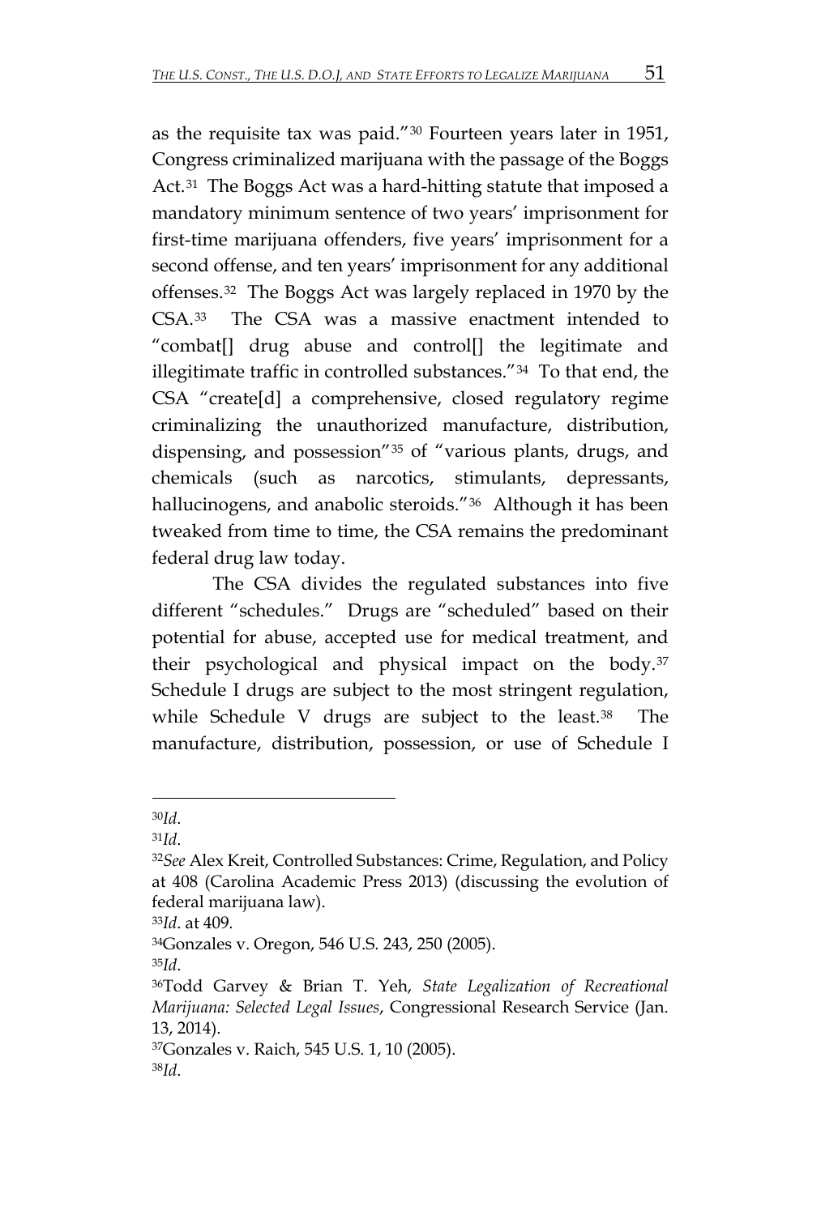as the requisite tax was paid."[30] Fourteen years later in 1951, Congress criminalized marijuana with the passage of the Boggs Act.[31] The Boggs Act was a hard-hitting statute that imposed a mandatory minimum sentence of two years' imprisonment for first-time marijuana offenders, five years' imprisonment for a second offense, and ten years' imprisonment for any additional offenses.[32] The Boggs Act was largely replaced in 1970 by the CSA.[33] The CSA was a massive enactment intended to "combat[] drug abuse and control[] the legitimate and illegitimate traffic in controlled substances."[34] To that end, the CSA "create[d] a comprehensive, closed regulatory regime criminalizing the unauthorized manufacture, distribution, dispensing, and possession"[35] of "various plants, drugs, and chemicals (such as narcotics, stimulants, depressants, hallucinogens, and anabolic steroids."[36] Although it has been tweaked from time to time, the CSA remains the predominant federal drug law today.

The CSA divides the regulated substances into five different "schedules." Drugs are "scheduled" based on their potential for abuse, accepted use for medical treatment, and their psychological and physical impact on the body.[37] Schedule I drugs are subject to the most stringent regulation, while Schedule V drugs are subject to the least.[38] The manufacture, distribution, possession, or use of Schedule I

---

[30] *Id*.

[31] *Id*.

[32] *See* Alex Kreit, Controlled Substances: Crime, Regulation, and Policy at 408 (Carolina Academic Press 2013) (discussing the evolution of federal marijuana law).

[33] *Id*. at 409.

[34] Gonzales v. Oregon, 546 U.S. 243, 250 (2005).

[35] *Id*.

[36] Todd Garvey & Brian T. Yeh, *State Legalization of Recreational Marijuana: Selected Legal Issues*, Congressional Research Service (Jan. 13, 2014).

[37] Gonzales v. Raich, 545 U.S. 1, 10 (2005).

[38] *Id*.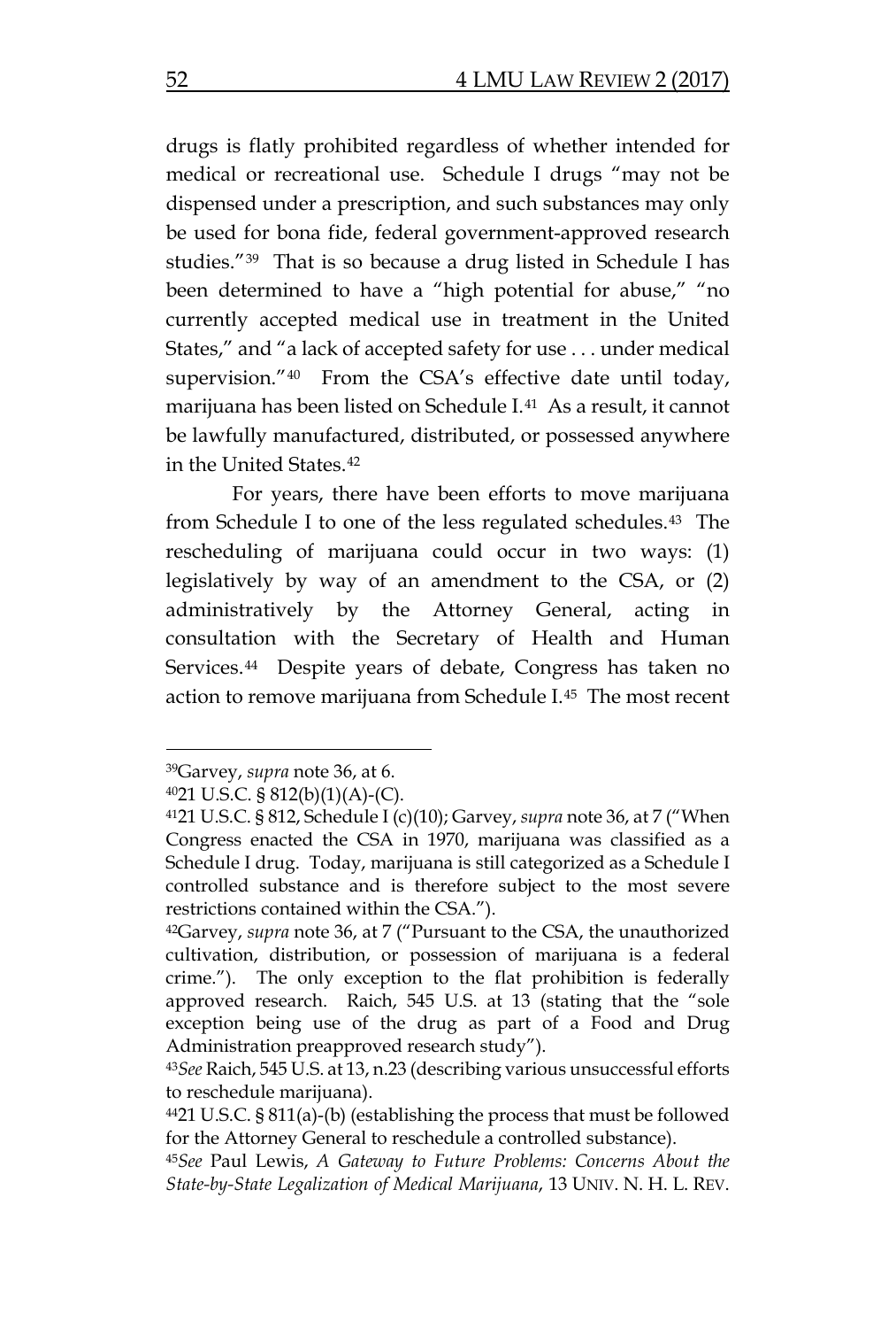drugs is flatly prohibited regardless of whether intended for medical or recreational use. Schedule I drugs "may not be dispensed under a prescription, and such substances may only be used for bona fide, federal government-approved research studies."[39] That is so because a drug listed in Schedule I has been determined to have a "high potential for abuse," "no currently accepted medical use in treatment in the United States," and "a lack of accepted safety for use . . . under medical supervision."[40] From the CSA's effective date until today, marijuana has been listed on Schedule I.[41] As a result, it cannot be lawfully manufactured, distributed, or possessed anywhere in the United States.[42]

For years, there have been efforts to move marijuana from Schedule I to one of the less regulated schedules.[43] The rescheduling of marijuana could occur in two ways: (1) legislatively by way of an amendment to the CSA, or (2) administratively by the Attorney General, acting in consultation with the Secretary of Health and Human Services.[44] Despite years of debate, Congress has taken no action to remove marijuana from Schedule I.[45] The most recent

---

[39] Garvey, *supra* note 36, at 6.

[40] 21 U.S.C. § 812(b)(1)(A)-(C).

[41] 21 U.S.C. § 812, Schedule I (c)(10); Garvey, *supra* note 36, at 7 ("When Congress enacted the CSA in 1970, marijuana was classified as a Schedule I drug. Today, marijuana is still categorized as a Schedule I controlled substance and is therefore subject to the most severe restrictions contained within the CSA.").

[42] Garvey, *supra* note 36, at 7 ("Pursuant to the CSA, the unauthorized cultivation, distribution, or possession of marijuana is a federal crime."). The only exception to the flat prohibition is federally approved research. Raich, 545 U.S. at 13 (stating that the "sole exception being use of the drug as part of a Food and Drug Administration preapproved research study").

[43] *See* Raich, 545 U.S. at 13, n.23 (describing various unsuccessful efforts to reschedule marijuana).

[44] 21 U.S.C. § 811(a)-(b) (establishing the process that must be followed for the Attorney General to reschedule a controlled substance).

[45] *See* Paul Lewis, *A Gateway to Future Problems: Concerns About the State-by-State Legalization of Medical Marijuana*, 13 UNIV. N. H. L. REV.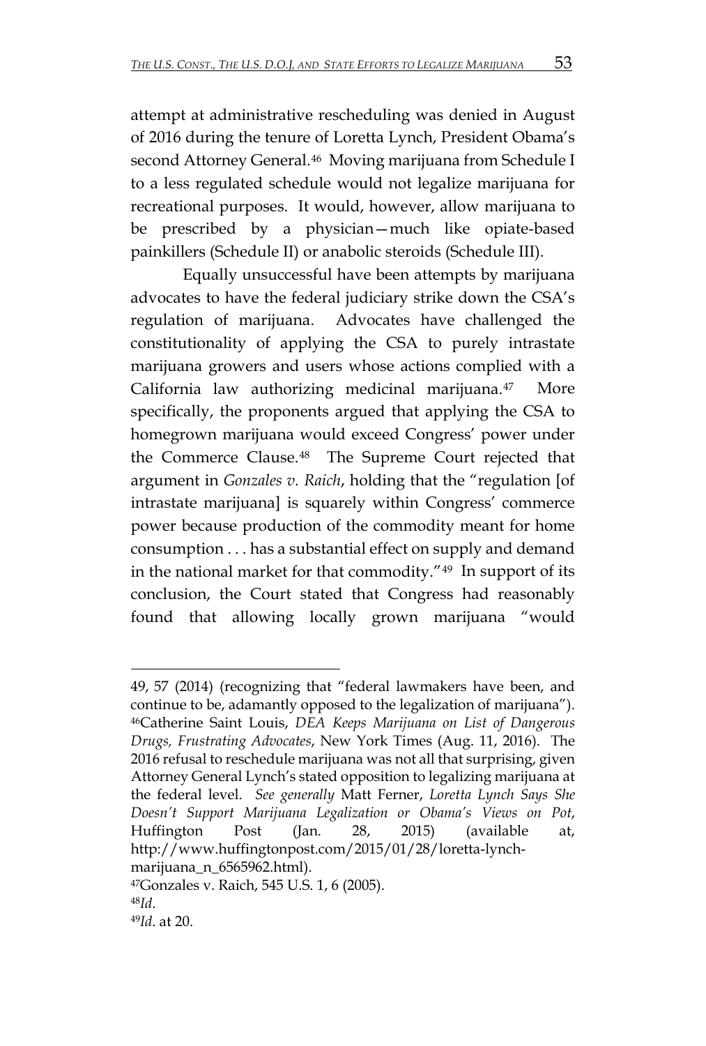attempt at administrative rescheduling was denied in August of 2016 during the tenure of Loretta Lynch, President Obama's second Attorney General.[46] Moving marijuana from Schedule I to a less regulated schedule would not legalize marijuana for recreational purposes. It would, however, allow marijuana to be prescribed by a physician—much like opiate-based painkillers (Schedule II) or anabolic steroids (Schedule III).

Equally unsuccessful have been attempts by marijuana advocates to have the federal judiciary strike down the CSA's regulation of marijuana. Advocates have challenged the constitutionality of applying the CSA to purely intrastate marijuana growers and users whose actions complied with a California law authorizing medicinal marijuana.[47] More specifically, the proponents argued that applying the CSA to homegrown marijuana would exceed Congress' power under the Commerce Clause.[48] The Supreme Court rejected that argument in *Gonzales v. Raich*, holding that the "regulation [of intrastate marijuana] is squarely within Congress' commerce power because production of the commodity meant for home consumption . . . has a substantial effect on supply and demand in the national market for that commodity."[49] In support of its conclusion, the Court stated that Congress had reasonably found that allowing locally grown marijuana "would

---

49, 57 (2014) (recognizing that "federal lawmakers have been, and continue to be, adamantly opposed to the legalization of marijuana").

[46]Catherine Saint Louis, *DEA Keeps Marijuana on List of Dangerous Drugs, Frustrating Advocates*, New York Times (Aug. 11, 2016). The 2016 refusal to reschedule marijuana was not all that surprising, given Attorney General Lynch's stated opposition to legalizing marijuana at the federal level. *See generally* Matt Ferner, *Loretta Lynch Says She Doesn't Support Marijuana Legalization or Obama's Views on Pot*, Huffington Post (Jan. 28, 2015) (available at, http://www.huffingtonpost.com/2015/01/28/loretta-lynch-marijuana_n_6565962.html).

[47]Gonzales v. Raich, 545 U.S. 1, 6 (2005).

[48]*Id*.

[49]*Id*. at 20.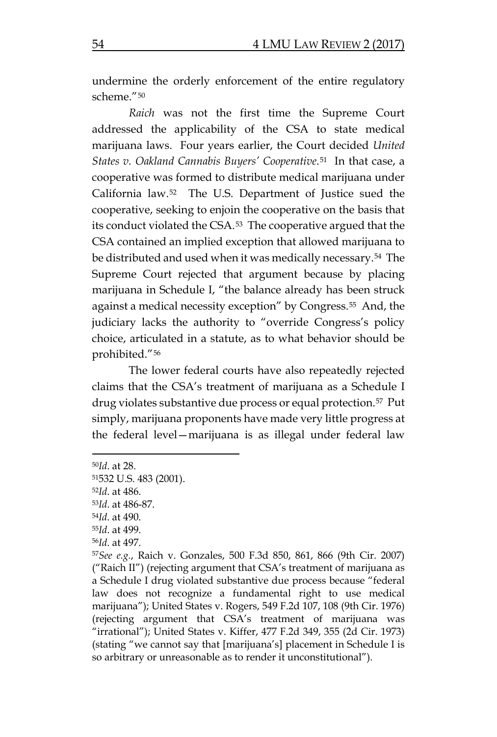undermine the orderly enforcement of the entire regulatory scheme."[50]

*Raich* was not the first time the Supreme Court addressed the applicability of the CSA to state medical marijuana laws. Four years earlier, the Court decided *United States v. Oakland Cannabis Buyers' Cooperative*.[51] In that case, a cooperative was formed to distribute medical marijuana under California law.[52] The U.S. Department of Justice sued the cooperative, seeking to enjoin the cooperative on the basis that its conduct violated the CSA.[53] The cooperative argued that the CSA contained an implied exception that allowed marijuana to be distributed and used when it was medically necessary.[54] The Supreme Court rejected that argument because by placing marijuana in Schedule I, "the balance already has been struck against a medical necessity exception" by Congress.[55] And, the judiciary lacks the authority to "override Congress's policy choice, articulated in a statute, as to what behavior should be prohibited."[56]

The lower federal courts have also repeatedly rejected claims that the CSA's treatment of marijuana as a Schedule I drug violates substantive due process or equal protection.[57] Put simply, marijuana proponents have made very little progress at the federal level—marijuana is as illegal under federal law

---

[50] *Id*. at 28.

[51] 532 U.S. 483 (2001).

[52] *Id*. at 486.

[53] *Id*. at 486-87.

[54] *Id*. at 490.

[55] *Id*. at 499.

[56] *Id*. at 497.

[57] *See e.g.*, Raich v. Gonzales, 500 F.3d 850, 861, 866 (9th Cir. 2007) ("Raich II") (rejecting argument that CSA's treatment of marijuana as a Schedule I drug violated substantive due process because "federal law does not recognize a fundamental right to use medical marijuana"); United States v. Rogers, 549 F.2d 107, 108 (9th Cir. 1976) (rejecting argument that CSA's treatment of marijuana was "irrational"); United States v. Kiffer, 477 F.2d 349, 355 (2d Cir. 1973) (stating "we cannot say that [marijuana's] placement in Schedule I is so arbitrary or unreasonable as to render it unconstitutional").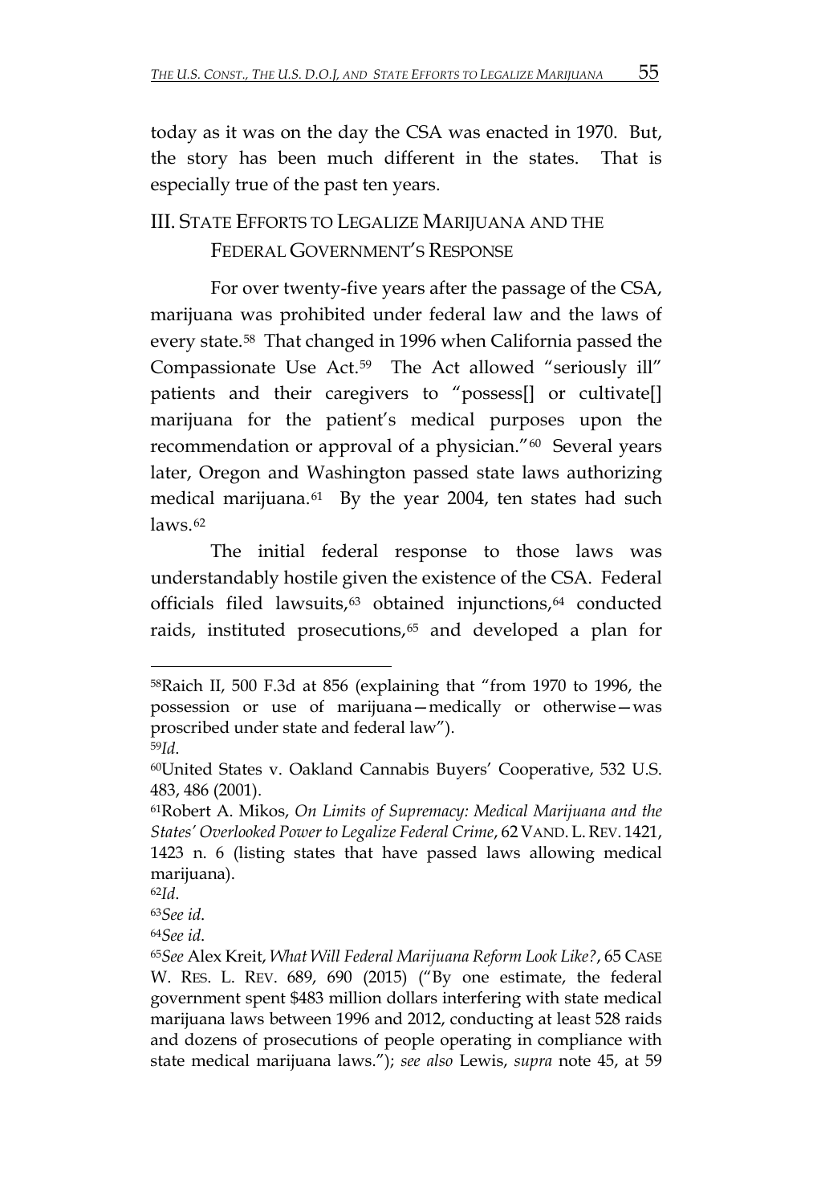today as it was on the day the CSA was enacted in 1970. But, the story has been much different in the states. That is especially true of the past ten years.

## III. State Efforts to Legalize Marijuana and the Federal Government's Response

For over twenty-five years after the passage of the CSA, marijuana was prohibited under federal law and the laws of every state.[58] That changed in 1996 when California passed the Compassionate Use Act.[59] The Act allowed "seriously ill" patients and their caregivers to "possess[] or cultivate[] marijuana for the patient's medical purposes upon the recommendation or approval of a physician."[60] Several years later, Oregon and Washington passed state laws authorizing medical marijuana.[61] By the year 2004, ten states had such laws.[62]

The initial federal response to those laws was understandably hostile given the existence of the CSA. Federal officials filed lawsuits,[63] obtained injunctions,[64] conducted raids, instituted prosecutions,[65] and developed a plan for

---

[58] Raich II, 500 F.3d at 856 (explaining that "from 1970 to 1996, the possession or use of marijuana—medically or otherwise—was proscribed under state and federal law").

[59] *Id*.

[60] United States v. Oakland Cannabis Buyers' Cooperative, 532 U.S. 483, 486 (2001).

[61] Robert A. Mikos, *On Limits of Supremacy: Medical Marijuana and the States' Overlooked Power to Legalize Federal Crime*, 62 VAND. L. REV. 1421, 1423 n. 6 (listing states that have passed laws allowing medical marijuana).

[62] *Id*.

[63] *See id*.

[64] *See id*.

[65] *See* Alex Kreit, *What Will Federal Marijuana Reform Look Like?*, 65 CASE W. RES. L. REV. 689, 690 (2015) ("By one estimate, the federal government spent $483 million dollars interfering with state medical marijuana laws between 1996 and 2012, conducting at least 528 raids and dozens of prosecutions of people operating in compliance with state medical marijuana laws."); *see also* Lewis, *supra* note 45, at 59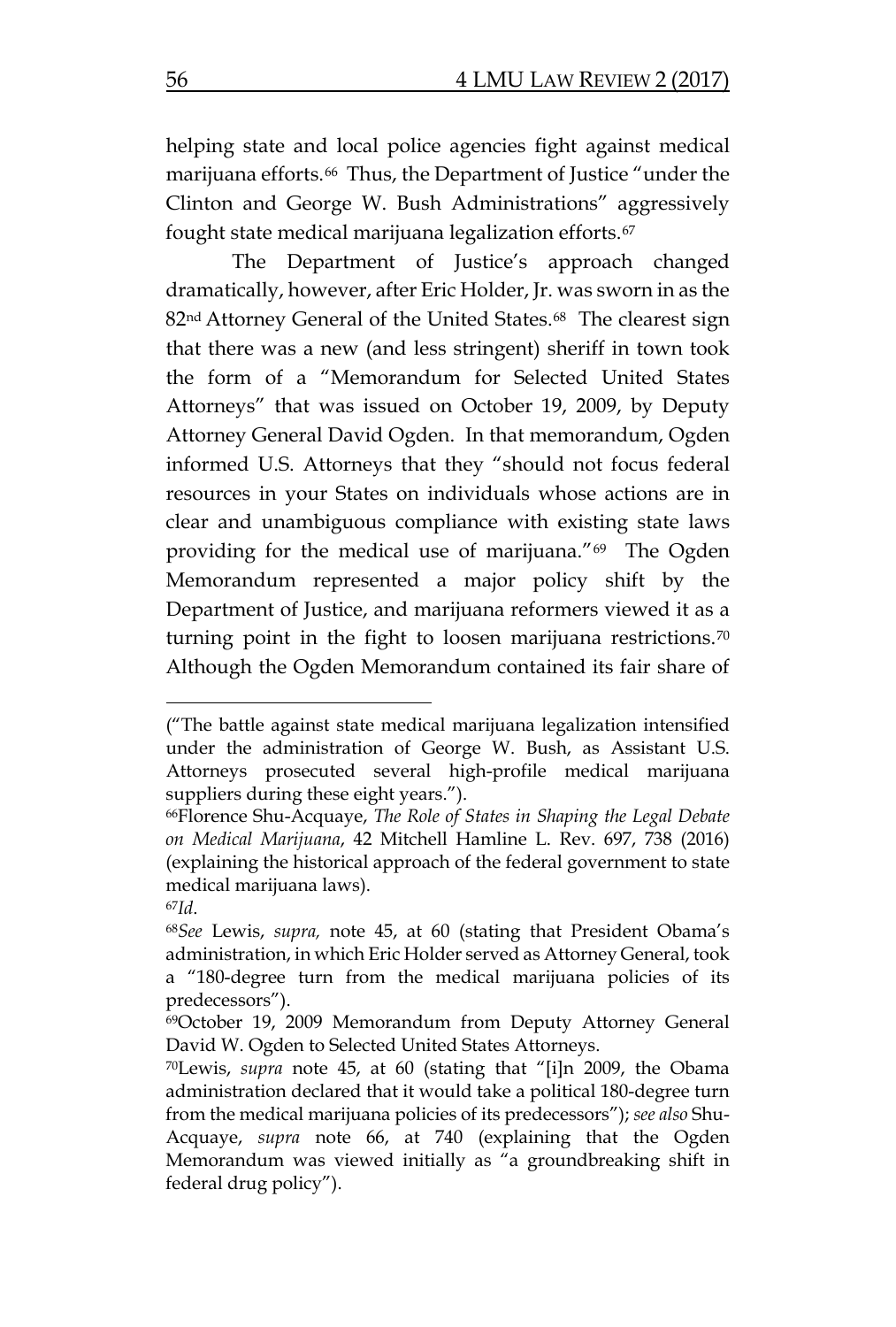helping state and local police agencies fight against medical marijuana efforts.[66] Thus, the Department of Justice "under the Clinton and George W. Bush Administrations" aggressively fought state medical marijuana legalization efforts.[67]

The Department of Justice's approach changed dramatically, however, after Eric Holder, Jr. was sworn in as the 82nd Attorney General of the United States.[68] The clearest sign that there was a new (and less stringent) sheriff in town took the form of a "Memorandum for Selected United States Attorneys" that was issued on October 19, 2009, by Deputy Attorney General David Ogden. In that memorandum, Ogden informed U.S. Attorneys that they "should not focus federal resources in your States on individuals whose actions are in clear and unambiguous compliance with existing state laws providing for the medical use of marijuana."[69] The Ogden Memorandum represented a major policy shift by the Department of Justice, and marijuana reformers viewed it as a turning point in the fight to loosen marijuana restrictions.[70] Although the Ogden Memorandum contained its fair share of

---

("The battle against state medical marijuana legalization intensified under the administration of George W. Bush, as Assistant U.S. Attorneys prosecuted several high-profile medical marijuana suppliers during these eight years.").

[66]Florence Shu-Acquaye, *The Role of States in Shaping the Legal Debate on Medical Marijuana*, 42 Mitchell Hamline L. Rev. 697, 738 (2016) (explaining the historical approach of the federal government to state medical marijuana laws).

[67]*Id*.

[68]*See* Lewis, *supra,* note 45, at 60 (stating that President Obama's administration, in which Eric Holder served as Attorney General, took a "180-degree turn from the medical marijuana policies of its predecessors").

[69]October 19, 2009 Memorandum from Deputy Attorney General David W. Ogden to Selected United States Attorneys.

[70]Lewis, *supra* note 45, at 60 (stating that "[i]n 2009, the Obama administration declared that it would take a political 180-degree turn from the medical marijuana policies of its predecessors"); *see also* Shu-Acquaye, *supra* note 66, at 740 (explaining that the Ogden Memorandum was viewed initially as "a groundbreaking shift in federal drug policy").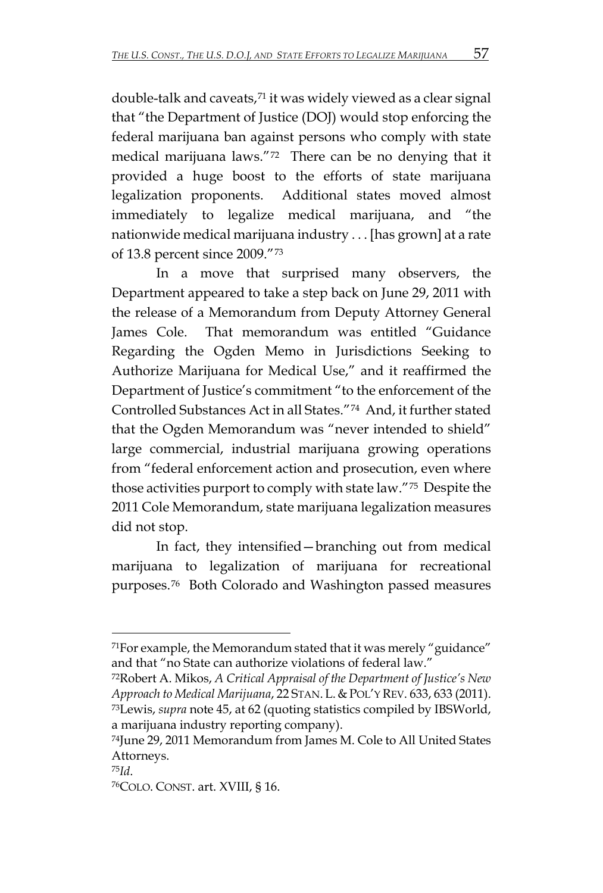double-talk and caveats,[71] it was widely viewed as a clear signal that "the Department of Justice (DOJ) would stop enforcing the federal marijuana ban against persons who comply with state medical marijuana laws."[72] There can be no denying that it provided a huge boost to the efforts of state marijuana legalization proponents. Additional states moved almost immediately to legalize medical marijuana, and "the nationwide medical marijuana industry . . . [has grown] at a rate of 13.8 percent since 2009."[73]

In a move that surprised many observers, the Department appeared to take a step back on June 29, 2011 with the release of a Memorandum from Deputy Attorney General James Cole. That memorandum was entitled "Guidance Regarding the Ogden Memo in Jurisdictions Seeking to Authorize Marijuana for Medical Use," and it reaffirmed the Department of Justice's commitment "to the enforcement of the Controlled Substances Act in all States."[74] And, it further stated that the Ogden Memorandum was "never intended to shield" large commercial, industrial marijuana growing operations from "federal enforcement action and prosecution, even where those activities purport to comply with state law."[75] Despite the 2011 Cole Memorandum, state marijuana legalization measures did not stop.

In fact, they intensified—branching out from medical marijuana to legalization of marijuana for recreational purposes.[76] Both Colorado and Washington passed measures

---

[71]For example, the Memorandum stated that it was merely "guidance" and that "no State can authorize violations of federal law."

[72]Robert A. Mikos, *A Critical Appraisal of the Department of Justice's New Approach to Medical Marijuana*, 22 STAN. L. & POL'Y REV. 633, 633 (2011).

[73]Lewis, *supra* note 45, at 62 (quoting statistics compiled by IBSWorld, a marijuana industry reporting company).

[74]June 29, 2011 Memorandum from James M. Cole to All United States Attorneys.

[75]*Id*.

[76]COLO. CONST. art. XVIII, § 16.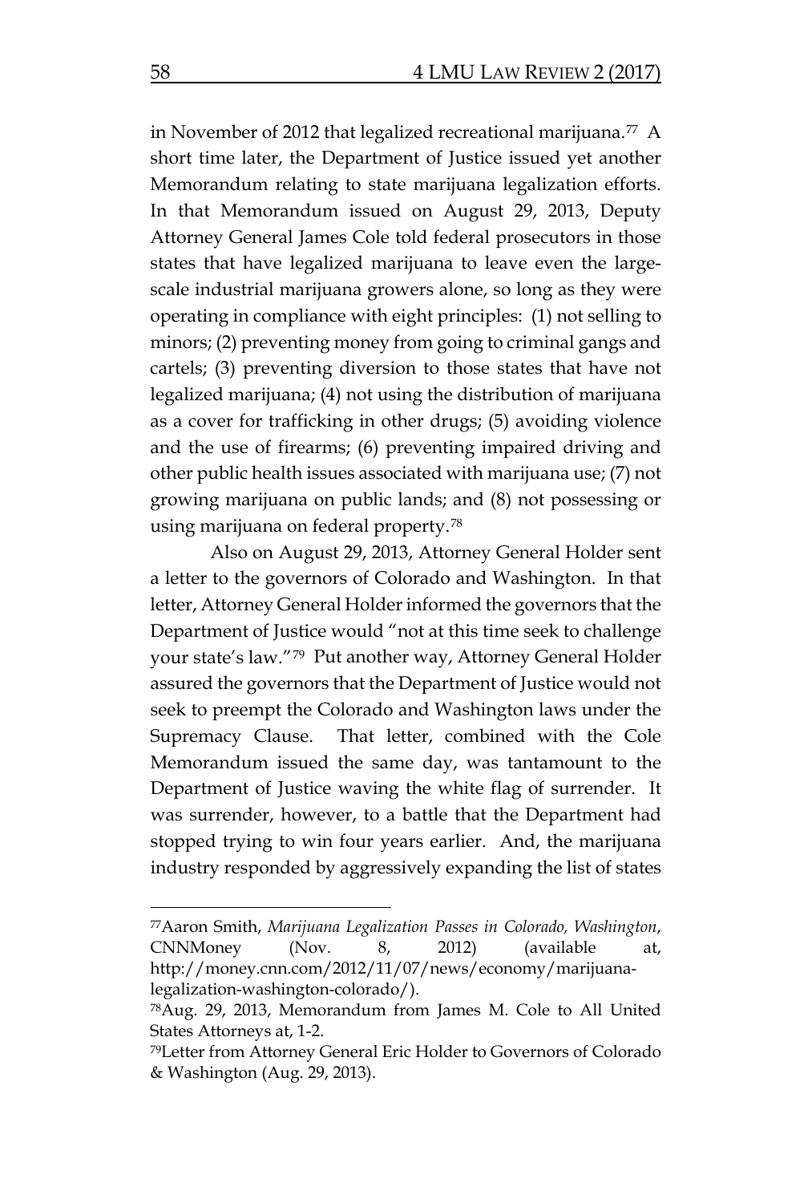in November of 2012 that legalized recreational marijuana.[77] A short time later, the Department of Justice issued yet another Memorandum relating to state marijuana legalization efforts. In that Memorandum issued on August 29, 2013, Deputy Attorney General James Cole told federal prosecutors in those states that have legalized marijuana to leave even the large-scale industrial marijuana growers alone, so long as they were operating in compliance with eight principles: (1) not selling to minors; (2) preventing money from going to criminal gangs and cartels; (3) preventing diversion to those states that have not legalized marijuana; (4) not using the distribution of marijuana as a cover for trafficking in other drugs; (5) avoiding violence and the use of firearms; (6) preventing impaired driving and other public health issues associated with marijuana use; (7) not growing marijuana on public lands; and (8) not possessing or using marijuana on federal property.[78]

Also on August 29, 2013, Attorney General Holder sent a letter to the governors of Colorado and Washington. In that letter, Attorney General Holder informed the governors that the Department of Justice would "not at this time seek to challenge your state's law."[79] Put another way, Attorney General Holder assured the governors that the Department of Justice would not seek to preempt the Colorado and Washington laws under the Supremacy Clause. That letter, combined with the Cole Memorandum issued the same day, was tantamount to the Department of Justice waving the white flag of surrender. It was surrender, however, to a battle that the Department had stopped trying to win four years earlier. And, the marijuana industry responded by aggressively expanding the list of states

---

[77] Aaron Smith, *Marijuana Legalization Passes in Colorado, Washington*, CNNMoney (Nov. 8, 2012) (available at, http://money.cnn.com/2012/11/07/news/economy/marijuana-legalization-washington-colorado/).

[78] Aug. 29, 2013, Memorandum from James M. Cole to All United States Attorneys at, 1-2.

[79] Letter from Attorney General Eric Holder to Governors of Colorado & Washington (Aug. 29, 2013).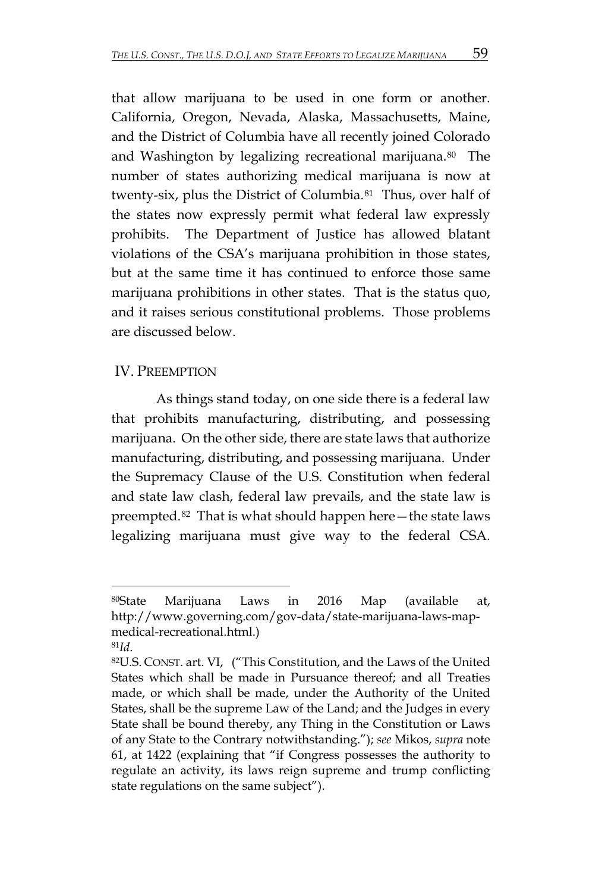that allow marijuana to be used in one form or another. California, Oregon, Nevada, Alaska, Massachusetts, Maine, and the District of Columbia have all recently joined Colorado and Washington by legalizing recreational marijuana.[80] The number of states authorizing medical marijuana is now at twenty-six, plus the District of Columbia.[81] Thus, over half of the states now expressly permit what federal law expressly prohibits. The Department of Justice has allowed blatant violations of the CSA's marijuana prohibition in those states, but at the same time it has continued to enforce those same marijuana prohibitions in other states. That is the status quo, and it raises serious constitutional problems. Those problems are discussed below.

## IV. Preemption

As things stand today, on one side there is a federal law that prohibits manufacturing, distributing, and possessing marijuana. On the other side, there are state laws that authorize manufacturing, distributing, and possessing marijuana. Under the Supremacy Clause of the U.S. Constitution when federal and state law clash, federal law prevails, and the state law is preempted.[82] That is what should happen here—the state laws legalizing marijuana must give way to the federal CSA.

---

[80] State Marijuana Laws in 2016 Map (available at, http://www.governing.com/gov-data/state-marijuana-laws-map-medical-recreational.html.)

[81] *Id*.

[82] U.S. Const. art. VI, ("This Constitution, and the Laws of the United States which shall be made in Pursuance thereof; and all Treaties made, or which shall be made, under the Authority of the United States, shall be the supreme Law of the Land; and the Judges in every State shall be bound thereby, any Thing in the Constitution or Laws of any State to the Contrary notwithstanding."); *see* Mikos, *supra* note 61, at 1422 (explaining that "if Congress possesses the authority to regulate an activity, its laws reign supreme and trump conflicting state regulations on the same subject").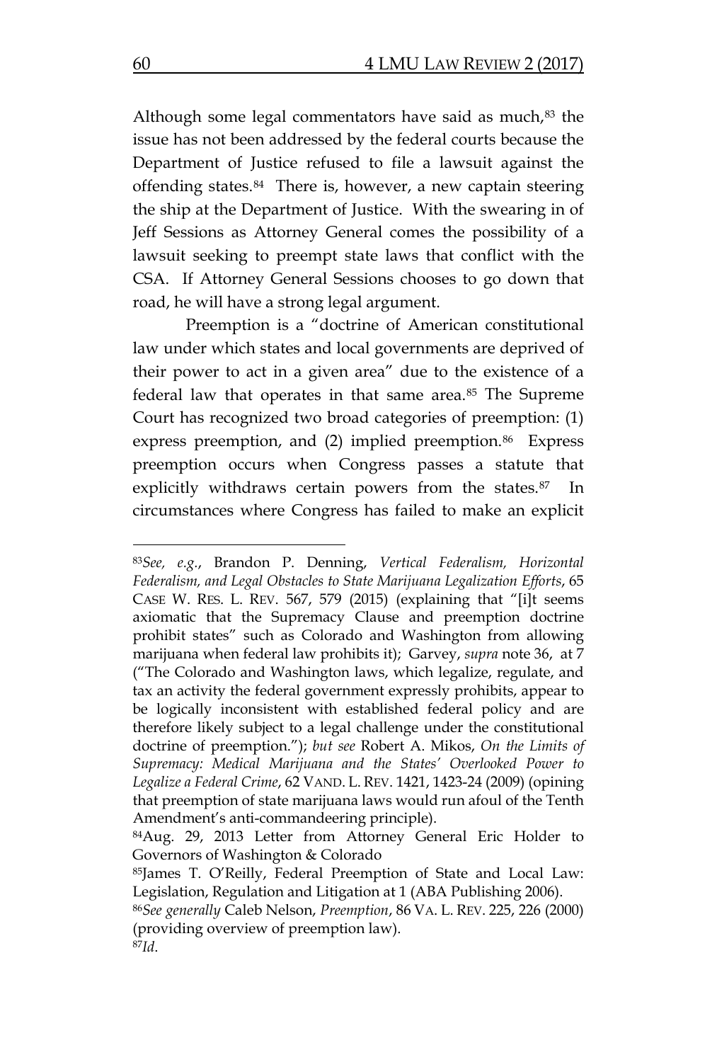Although some legal commentators have said as much,[83] the issue has not been addressed by the federal courts because the Department of Justice refused to file a lawsuit against the offending states.[84] There is, however, a new captain steering the ship at the Department of Justice. With the swearing in of Jeff Sessions as Attorney General comes the possibility of a lawsuit seeking to preempt state laws that conflict with the CSA. If Attorney General Sessions chooses to go down that road, he will have a strong legal argument.

Preemption is a "doctrine of American constitutional law under which states and local governments are deprived of their power to act in a given area" due to the existence of a federal law that operates in that same area.[85] The Supreme Court has recognized two broad categories of preemption: (1) express preemption, and (2) implied preemption.[86] Express preemption occurs when Congress passes a statute that explicitly withdraws certain powers from the states.[87] In circumstances where Congress has failed to make an explicit

---

[83]*See, e.g.*, Brandon P. Denning, *Vertical Federalism, Horizontal Federalism, and Legal Obstacles to State Marijuana Legalization Efforts*, 65 CASE W. RES. L. REV. 567, 579 (2015) (explaining that "[i]t seems axiomatic that the Supremacy Clause and preemption doctrine prohibit states" such as Colorado and Washington from allowing marijuana when federal law prohibits it); Garvey, *supra* note 36, at 7 ("The Colorado and Washington laws, which legalize, regulate, and tax an activity the federal government expressly prohibits, appear to be logically inconsistent with established federal policy and are therefore likely subject to a legal challenge under the constitutional doctrine of preemption."); *but see* Robert A. Mikos, *On the Limits of Supremacy: Medical Marijuana and the States' Overlooked Power to Legalize a Federal Crime*, 62 VAND. L. REV. 1421, 1423-24 (2009) (opining that preemption of state marijuana laws would run afoul of the Tenth Amendment's anti-commandeering principle).

[84]Aug. 29, 2013 Letter from Attorney General Eric Holder to Governors of Washington & Colorado

[85]James T. O'Reilly, Federal Preemption of State and Local Law: Legislation, Regulation and Litigation at 1 (ABA Publishing 2006).

[86]*See generally* Caleb Nelson, *Preemption*, 86 VA. L. REV. 225, 226 (2000) (providing overview of preemption law).

[87]*Id*.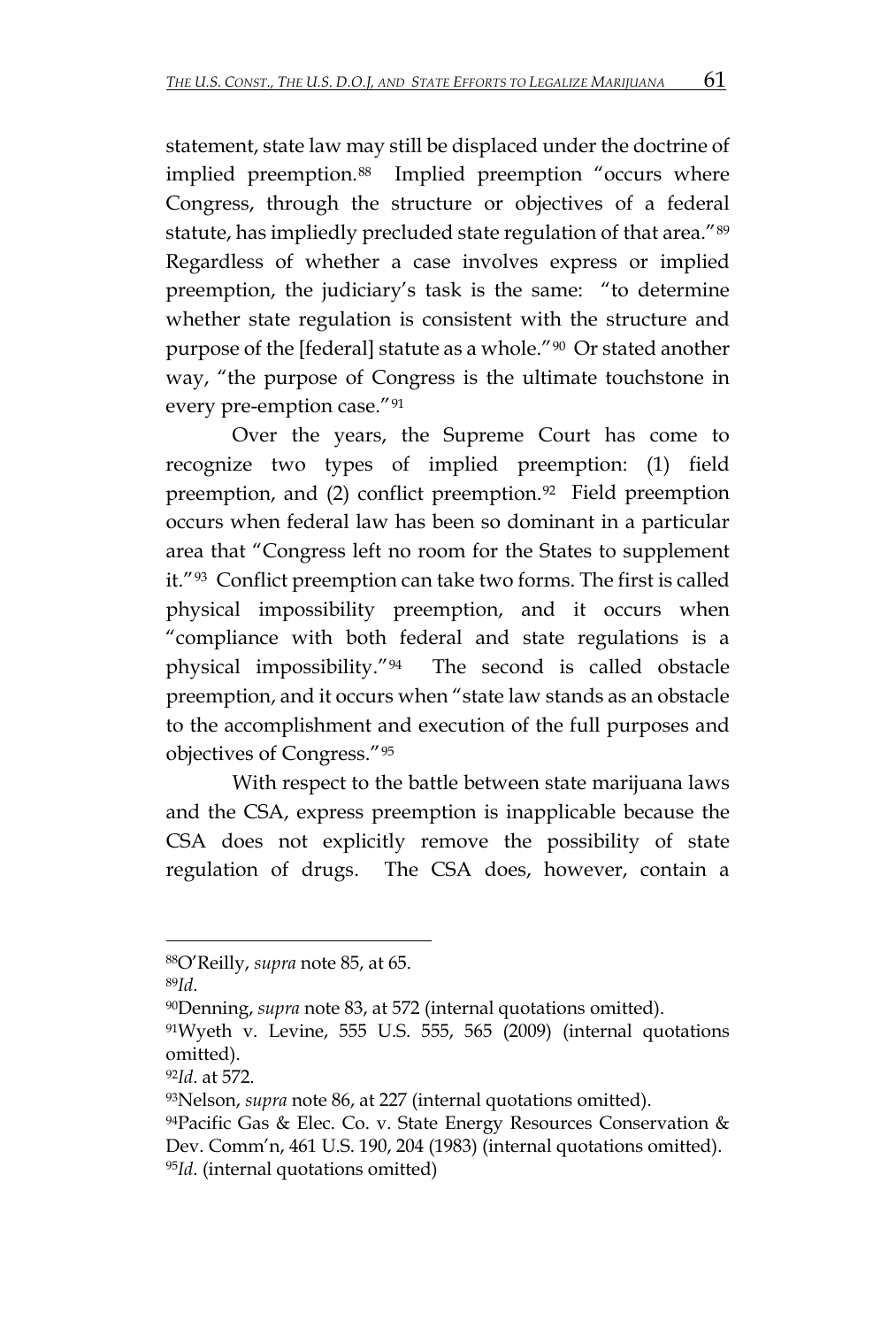statement, state law may still be displaced under the doctrine of implied preemption.[88] Implied preemption "occurs where Congress, through the structure or objectives of a federal statute, has impliedly precluded state regulation of that area."[89] Regardless of whether a case involves express or implied preemption, the judiciary's task is the same: "to determine whether state regulation is consistent with the structure and purpose of the [federal] statute as a whole."[90] Or stated another way, "the purpose of Congress is the ultimate touchstone in every pre-emption case."[91]

Over the years, the Supreme Court has come to recognize two types of implied preemption: (1) field preemption, and (2) conflict preemption.[92] Field preemption occurs when federal law has been so dominant in a particular area that "Congress left no room for the States to supplement it."[93] Conflict preemption can take two forms. The first is called physical impossibility preemption, and it occurs when "compliance with both federal and state regulations is a physical impossibility."[94] The second is called obstacle preemption, and it occurs when "state law stands as an obstacle to the accomplishment and execution of the full purposes and objectives of Congress."[95]

With respect to the battle between state marijuana laws and the CSA, express preemption is inapplicable because the CSA does not explicitly remove the possibility of state regulation of drugs. The CSA does, however, contain a

---

[88]O'Reilly, *supra* note 85, at 65.

[89]*Id*.

[90]Denning, *supra* note 83, at 572 (internal quotations omitted).

[91]Wyeth v. Levine, 555 U.S. 555, 565 (2009) (internal quotations omitted).

[92]*Id*. at 572.

[93]Nelson, *supra* note 86, at 227 (internal quotations omitted).

[94]Pacific Gas & Elec. Co. v. State Energy Resources Conservation & Dev. Comm'n, 461 U.S. 190, 204 (1983) (internal quotations omitted).

[95]*Id*. (internal quotations omitted)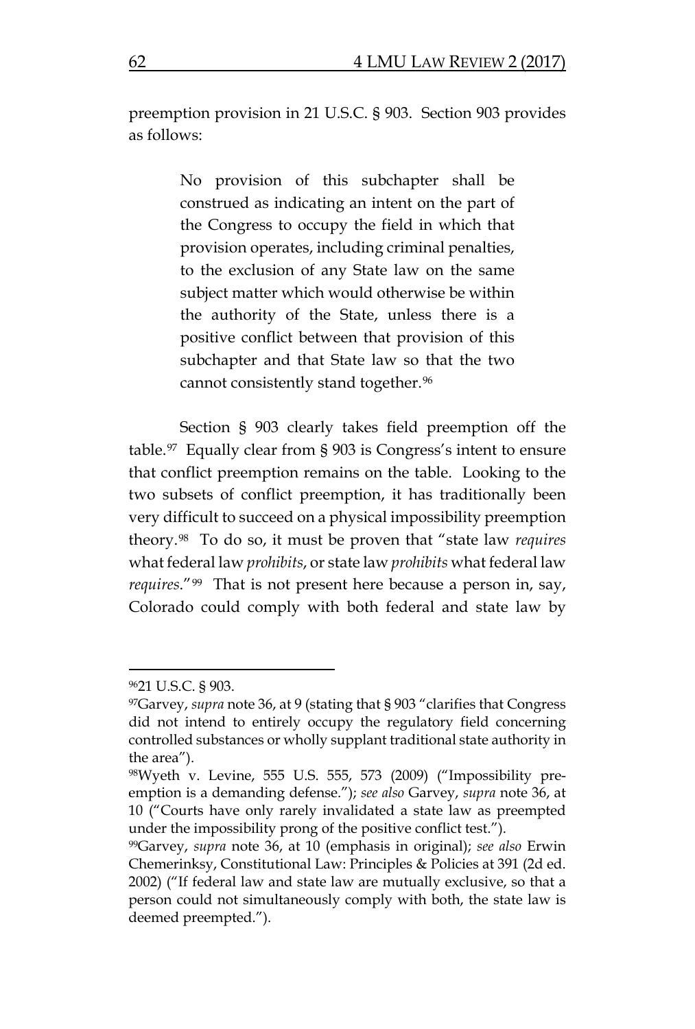preemption provision in 21 U.S.C. § 903. Section 903 provides as follows:

> No provision of this subchapter shall be construed as indicating an intent on the part of the Congress to occupy the field in which that provision operates, including criminal penalties, to the exclusion of any State law on the same subject matter which would otherwise be within the authority of the State, unless there is a positive conflict between that provision of this subchapter and that State law so that the two cannot consistently stand together.[96]

Section § 903 clearly takes field preemption off the table.[97] Equally clear from § 903 is Congress's intent to ensure that conflict preemption remains on the table. Looking to the two subsets of conflict preemption, it has traditionally been very difficult to succeed on a physical impossibility preemption theory.[98] To do so, it must be proven that "state law *requires* what federal law *prohibits*, or state law *prohibits* what federal law *requires*."[99] That is not present here because a person in, say, Colorado could comply with both federal and state law by

---

[96] 21 U.S.C. § 903.

[97] Garvey, *supra* note 36, at 9 (stating that § 903 "clarifies that Congress did not intend to entirely occupy the regulatory field concerning controlled substances or wholly supplant traditional state authority in the area").

[98] Wyeth v. Levine, 555 U.S. 555, 573 (2009) ("Impossibility pre-emption is a demanding defense."); *see also* Garvey, *supra* note 36, at 10 ("Courts have only rarely invalidated a state law as preempted under the impossibility prong of the positive conflict test.").

[99] Garvey, *supra* note 36, at 10 (emphasis in original); *see also* Erwin Chemerinksy, Constitutional Law: Principles & Policies at 391 (2d ed. 2002) ("If federal law and state law are mutually exclusive, so that a person could not simultaneously comply with both, the state law is deemed preempted.").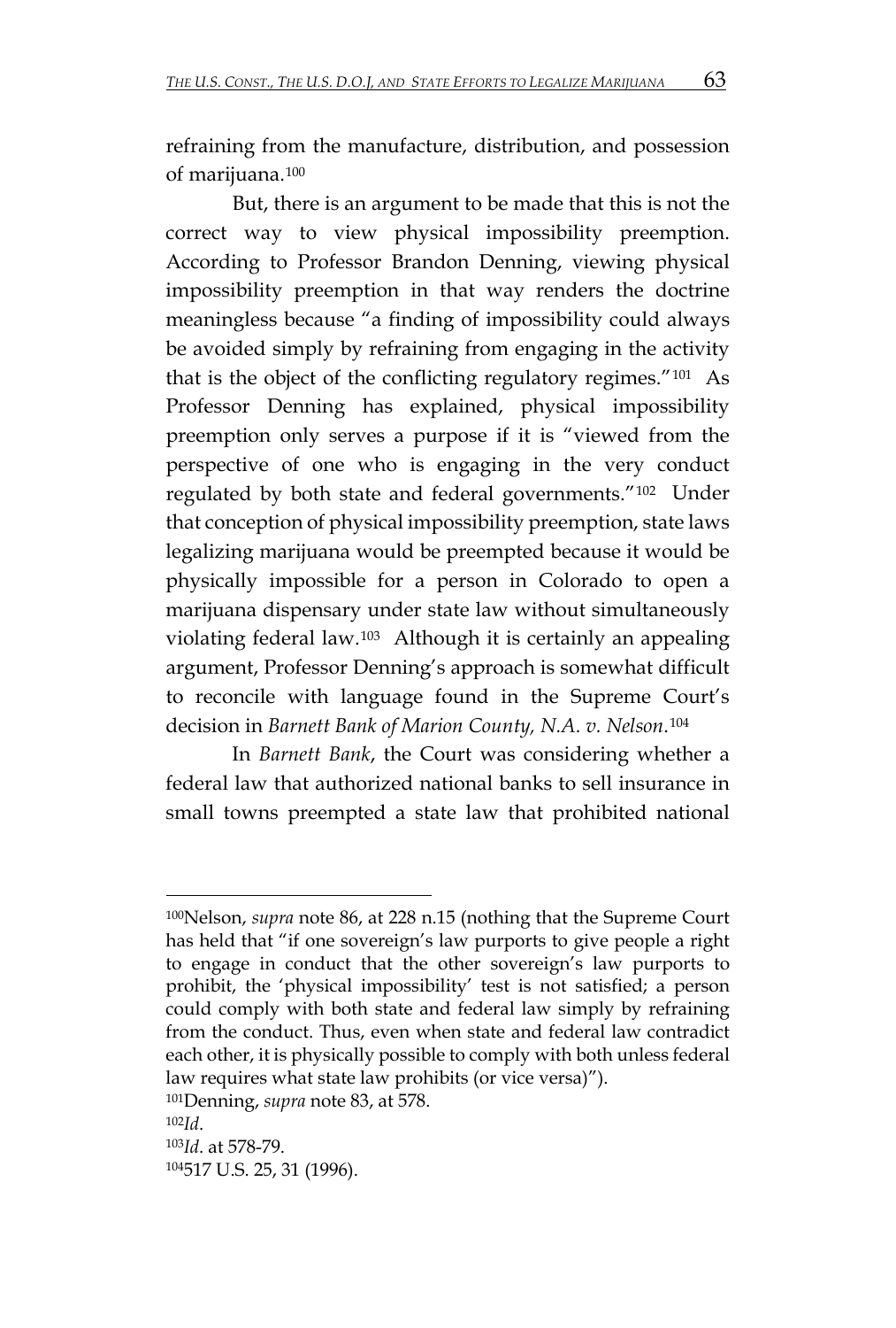refraining from the manufacture, distribution, and possession of marijuana.[100]

But, there is an argument to be made that this is not the correct way to view physical impossibility preemption. According to Professor Brandon Denning, viewing physical impossibility preemption in that way renders the doctrine meaningless because "a finding of impossibility could always be avoided simply by refraining from engaging in the activity that is the object of the conflicting regulatory regimes."[101] As Professor Denning has explained, physical impossibility preemption only serves a purpose if it is "viewed from the perspective of one who is engaging in the very conduct regulated by both state and federal governments."[102] Under that conception of physical impossibility preemption, state laws legalizing marijuana would be preempted because it would be physically impossible for a person in Colorado to open a marijuana dispensary under state law without simultaneously violating federal law.[103] Although it is certainly an appealing argument, Professor Denning's approach is somewhat difficult to reconcile with language found in the Supreme Court's decision in *Barnett Bank of Marion County, N.A. v. Nelson*.[104]

In *Barnett Bank*, the Court was considering whether a federal law that authorized national banks to sell insurance in small towns preempted a state law that prohibited national

---

[100]Nelson, *supra* note 86, at 228 n.15 (nothing that the Supreme Court has held that "if one sovereign's law purports to give people a right to engage in conduct that the other sovereign's law purports to prohibit, the 'physical impossibility' test is not satisfied; a person could comply with both state and federal law simply by refraining from the conduct. Thus, even when state and federal law contradict each other, it is physically possible to comply with both unless federal law requires what state law prohibits (or vice versa)").

[101]Denning, *supra* note 83, at 578.

[102]*Id*.

[103]*Id*. at 578-79.

[104]517 U.S. 25, 31 (1996).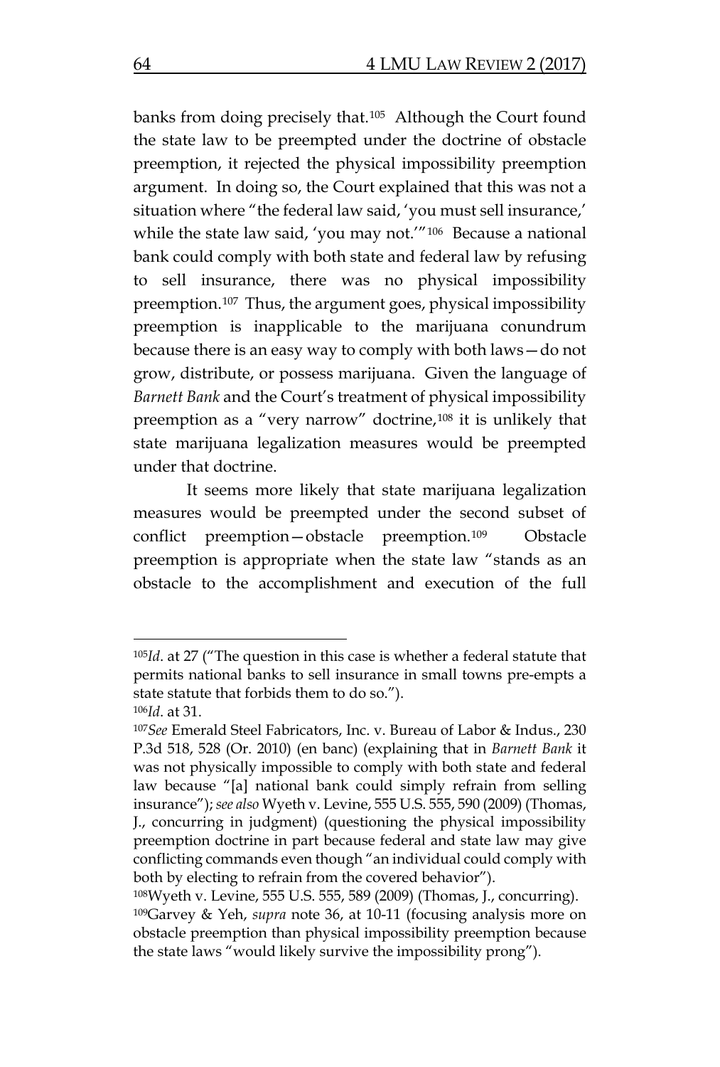banks from doing precisely that.[105] Although the Court found the state law to be preempted under the doctrine of obstacle preemption, it rejected the physical impossibility preemption argument. In doing so, the Court explained that this was not a situation where "the federal law said, 'you must sell insurance,' while the state law said, 'you may not.'"[106] Because a national bank could comply with both state and federal law by refusing to sell insurance, there was no physical impossibility preemption.[107] Thus, the argument goes, physical impossibility preemption is inapplicable to the marijuana conundrum because there is an easy way to comply with both laws—do not grow, distribute, or possess marijuana. Given the language of *Barnett Bank* and the Court's treatment of physical impossibility preemption as a "very narrow" doctrine,[108] it is unlikely that state marijuana legalization measures would be preempted under that doctrine.

It seems more likely that state marijuana legalization measures would be preempted under the second subset of conflict preemption—obstacle preemption.[109] Obstacle preemption is appropriate when the state law "stands as an obstacle to the accomplishment and execution of the full

---

[105] *Id*. at 27 ("The question in this case is whether a federal statute that permits national banks to sell insurance in small towns pre-empts a state statute that forbids them to do so.").

[106] *Id*. at 31.

[107] *See* Emerald Steel Fabricators, Inc. v. Bureau of Labor & Indus., 230 P.3d 518, 528 (Or. 2010) (en banc) (explaining that in *Barnett Bank* it was not physically impossible to comply with both state and federal law because "[a] national bank could simply refrain from selling insurance"); *see also* Wyeth v. Levine, 555 U.S. 555, 590 (2009) (Thomas, J., concurring in judgment) (questioning the physical impossibility preemption doctrine in part because federal and state law may give conflicting commands even though "an individual could comply with both by electing to refrain from the covered behavior").

[108] Wyeth v. Levine, 555 U.S. 555, 589 (2009) (Thomas, J., concurring).

[109] Garvey & Yeh, *supra* note 36, at 10-11 (focusing analysis more on obstacle preemption than physical impossibility preemption because the state laws "would likely survive the impossibility prong").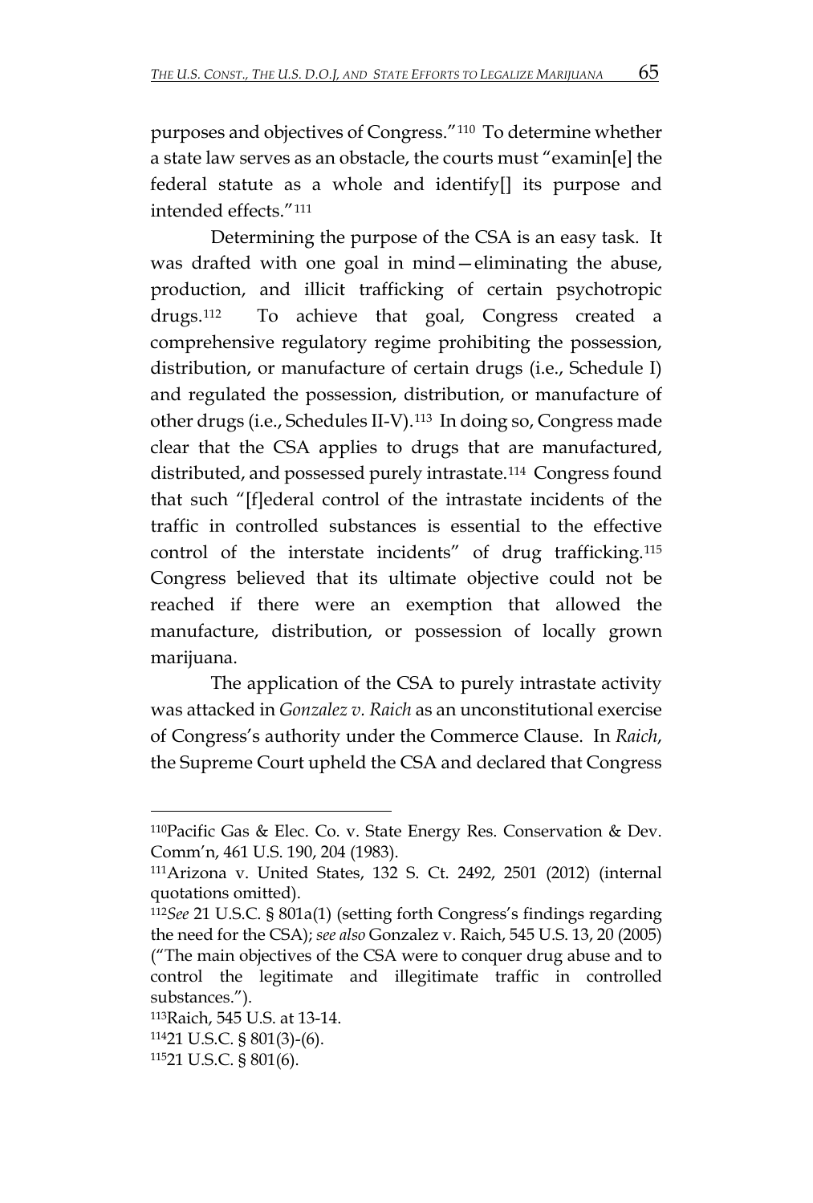purposes and objectives of Congress."[110] To determine whether a state law serves as an obstacle, the courts must "examin[e] the federal statute as a whole and identify[] its purpose and intended effects."[111]

Determining the purpose of the CSA is an easy task. It was drafted with one goal in mind—eliminating the abuse, production, and illicit trafficking of certain psychotropic drugs.[112] To achieve that goal, Congress created a comprehensive regulatory regime prohibiting the possession, distribution, or manufacture of certain drugs (i.e., Schedule I) and regulated the possession, distribution, or manufacture of other drugs (i.e., Schedules II-V).[113] In doing so, Congress made clear that the CSA applies to drugs that are manufactured, distributed, and possessed purely intrastate.[114] Congress found that such "[f]ederal control of the intrastate incidents of the traffic in controlled substances is essential to the effective control of the interstate incidents" of drug trafficking.[115] Congress believed that its ultimate objective could not be reached if there were an exemption that allowed the manufacture, distribution, or possession of locally grown marijuana.

The application of the CSA to purely intrastate activity was attacked in *Gonzalez v. Raich* as an unconstitutional exercise of Congress's authority under the Commerce Clause. In *Raich*, the Supreme Court upheld the CSA and declared that Congress

---

[110] Pacific Gas & Elec. Co. v. State Energy Res. Conservation & Dev. Comm'n, 461 U.S. 190, 204 (1983).

[111] Arizona v. United States, 132 S. Ct. 2492, 2501 (2012) (internal quotations omitted).

[112] *See* 21 U.S.C. § 801a(1) (setting forth Congress's findings regarding the need for the CSA); *see also* Gonzalez v. Raich, 545 U.S. 13, 20 (2005) ("The main objectives of the CSA were to conquer drug abuse and to control the legitimate and illegitimate traffic in controlled substances.").

[113] Raich, 545 U.S. at 13-14.

[114] 21 U.S.C. § 801(3)-(6).

[115] 21 U.S.C. § 801(6).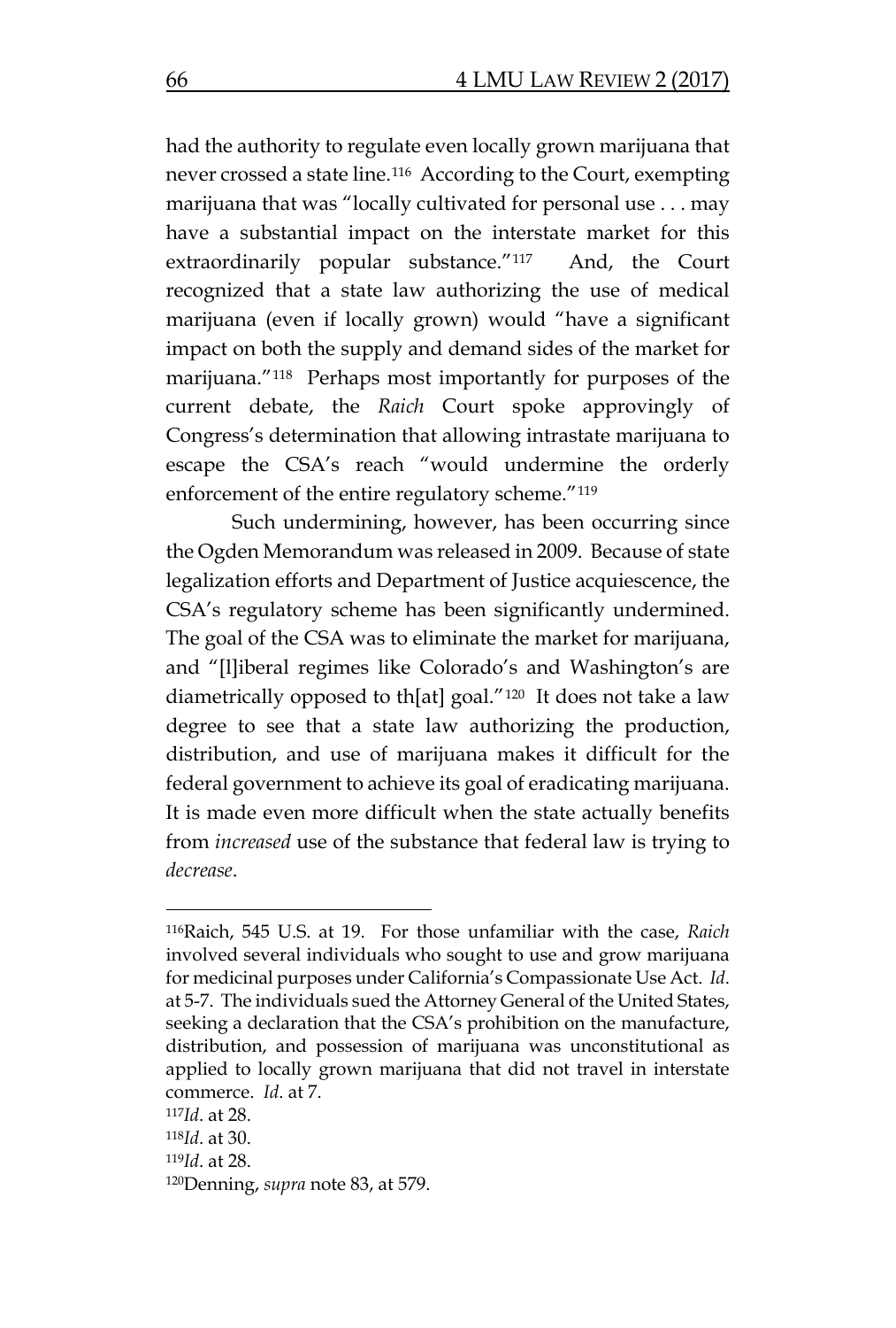had the authority to regulate even locally grown marijuana that never crossed a state line.[116] According to the Court, exempting marijuana that was "locally cultivated for personal use . . . may have a substantial impact on the interstate market for this extraordinarily popular substance."[117] And, the Court recognized that a state law authorizing the use of medical marijuana (even if locally grown) would "have a significant impact on both the supply and demand sides of the market for marijuana."[118] Perhaps most importantly for purposes of the current debate, the *Raich* Court spoke approvingly of Congress's determination that allowing intrastate marijuana to escape the CSA's reach "would undermine the orderly enforcement of the entire regulatory scheme."[119]

Such undermining, however, has been occurring since the Ogden Memorandum was released in 2009. Because of state legalization efforts and Department of Justice acquiescence, the CSA's regulatory scheme has been significantly undermined. The goal of the CSA was to eliminate the market for marijuana, and "[l]iberal regimes like Colorado's and Washington's are diametrically opposed to th[at] goal."[120] It does not take a law degree to see that a state law authorizing the production, distribution, and use of marijuana makes it difficult for the federal government to achieve its goal of eradicating marijuana. It is made even more difficult when the state actually benefits from *increased* use of the substance that federal law is trying to *decrease*.

---

[116]Raich, 545 U.S. at 19. For those unfamiliar with the case, *Raich* involved several individuals who sought to use and grow marijuana for medicinal purposes under California's Compassionate Use Act. *Id*. at 5-7. The individuals sued the Attorney General of the United States, seeking a declaration that the CSA's prohibition on the manufacture, distribution, and possession of marijuana was unconstitutional as applied to locally grown marijuana that did not travel in interstate commerce. *Id*. at 7.

[117]*Id*. at 28.

[118]*Id*. at 30.

[119]*Id*. at 28.

[120]Denning, *supra* note 83, at 579.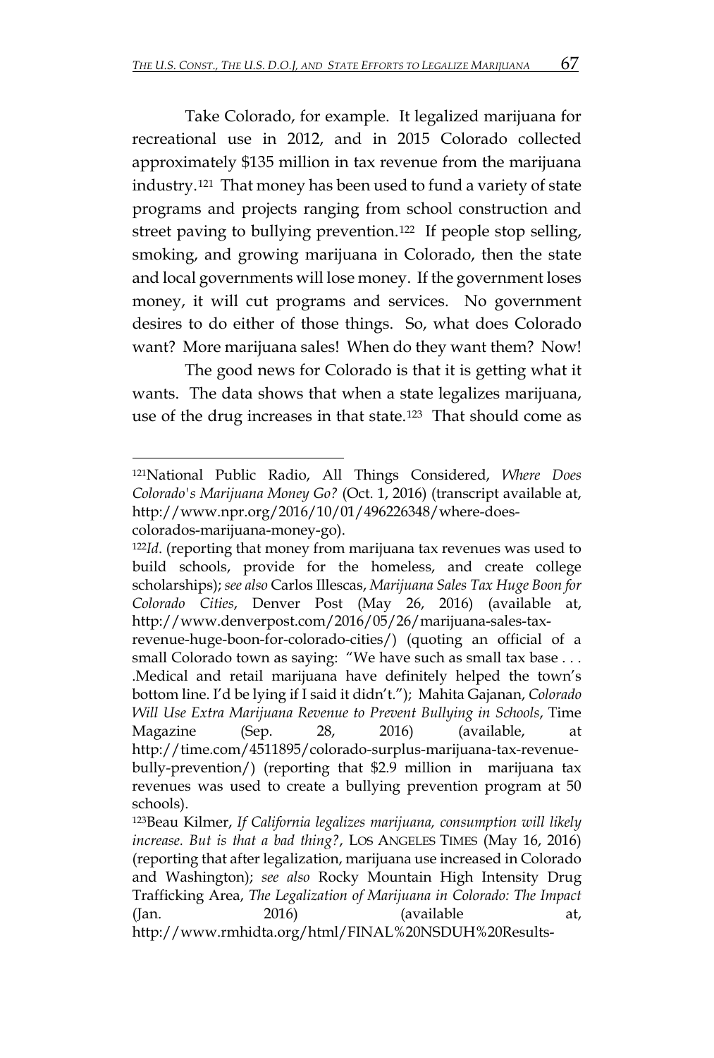Take Colorado, for example. It legalized marijuana for recreational use in 2012, and in 2015 Colorado collected approximately $135 million in tax revenue from the marijuana industry.[121] That money has been used to fund a variety of state programs and projects ranging from school construction and street paving to bullying prevention.[122] If people stop selling, smoking, and growing marijuana in Colorado, then the state and local governments will lose money. If the government loses money, it will cut programs and services. No government desires to do either of those things. So, what does Colorado want? More marijuana sales! When do they want them? Now!

The good news for Colorado is that it is getting what it wants. The data shows that when a state legalizes marijuana, use of the drug increases in that state.[123] That should come as

---

[121] National Public Radio, All Things Considered, *Where Does Colorado's Marijuana Money Go?* (Oct. 1, 2016) (transcript available at, http://www.npr.org/2016/10/01/496226348/where-does-colorados-marijuana-money-go).

[122] *Id*. (reporting that money from marijuana tax revenues was used to build schools, provide for the homeless, and create college scholarships); *see also* Carlos Illescas, *Marijuana Sales Tax Huge Boon for Colorado Cities*, Denver Post (May 26, 2016) (available at, http://www.denverpost.com/2016/05/26/marijuana-sales-tax-revenue-huge-boon-for-colorado-cities/) (quoting an official of a small Colorado town as saying: "We have such as small tax base . . . .Medical and retail marijuana have definitely helped the town's bottom line. I'd be lying if I said it didn't."); Mahita Gajanan, *Colorado Will Use Extra Marijuana Revenue to Prevent Bullying in Schools*, Time Magazine (Sep. 28, 2016) (available, at http://time.com/4511895/colorado-surplus-marijuana-tax-revenue-bully-prevention/) (reporting that $2.9 million in marijuana tax revenues was used to create a bullying prevention program at 50 schools).

[123] Beau Kilmer, *If California legalizes marijuana, consumption will likely increase. But is that a bad thing?*, LOS ANGELES TIMES (May 16, 2016) (reporting that after legalization, marijuana use increased in Colorado and Washington); *see also* Rocky Mountain High Intensity Drug Trafficking Area, *The Legalization of Marijuana in Colorado: The Impact* (Jan. 2016) (available at, http://www.rmhidta.org/html/FINAL%20NSDUH%20Results-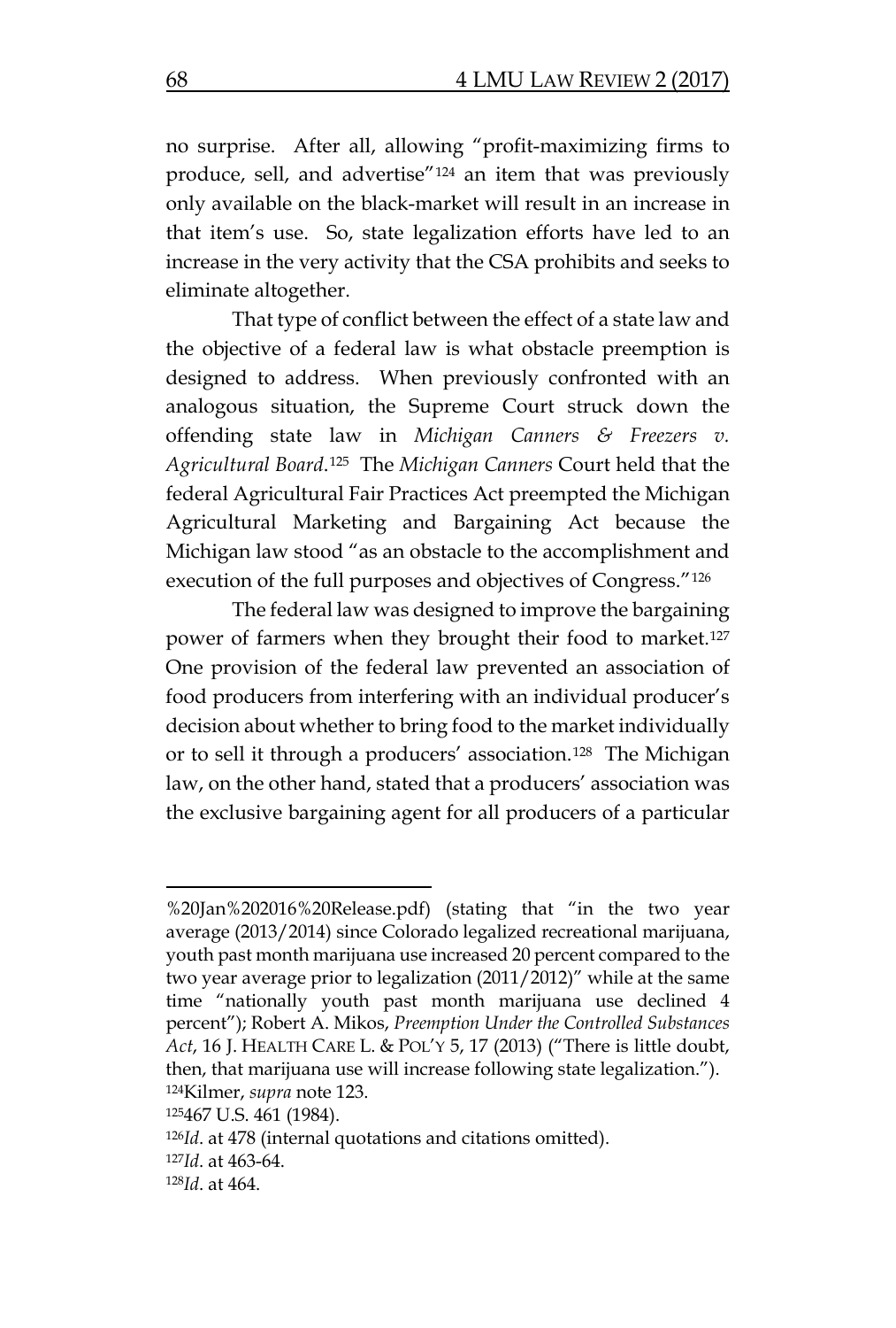no surprise. After all, allowing "profit-maximizing firms to produce, sell, and advertise"[124] an item that was previously only available on the black-market will result in an increase in that item's use. So, state legalization efforts have led to an increase in the very activity that the CSA prohibits and seeks to eliminate altogether.

That type of conflict between the effect of a state law and the objective of a federal law is what obstacle preemption is designed to address. When previously confronted with an analogous situation, the Supreme Court struck down the offending state law in *Michigan Canners & Freezers v. Agricultural Board*.[125] The *Michigan Canners* Court held that the federal Agricultural Fair Practices Act preempted the Michigan Agricultural Marketing and Bargaining Act because the Michigan law stood "as an obstacle to the accomplishment and execution of the full purposes and objectives of Congress."[126]

The federal law was designed to improve the bargaining power of farmers when they brought their food to market.[127] One provision of the federal law prevented an association of food producers from interfering with an individual producer's decision about whether to bring food to the market individually or to sell it through a producers' association.[128] The Michigan law, on the other hand, stated that a producers' association was the exclusive bargaining agent for all producers of a particular

---

%20Jan%202016%20Release.pdf) (stating that "in the two year average (2013/2014) since Colorado legalized recreational marijuana, youth past month marijuana use increased 20 percent compared to the two year average prior to legalization (2011/2012)" while at the same time "nationally youth past month marijuana use declined 4 percent"); Robert A. Mikos, *Preemption Under the Controlled Substances Act*, 16 J. HEALTH CARE L. & POL'Y 5, 17 (2013) ("There is little doubt, then, that marijuana use will increase following state legalization.").

[124] Kilmer, *supra* note 123.

[125] 467 U.S. 461 (1984).

[126] *Id*. at 478 (internal quotations and citations omitted).

[127] *Id*. at 463-64.

[128] *Id*. at 464.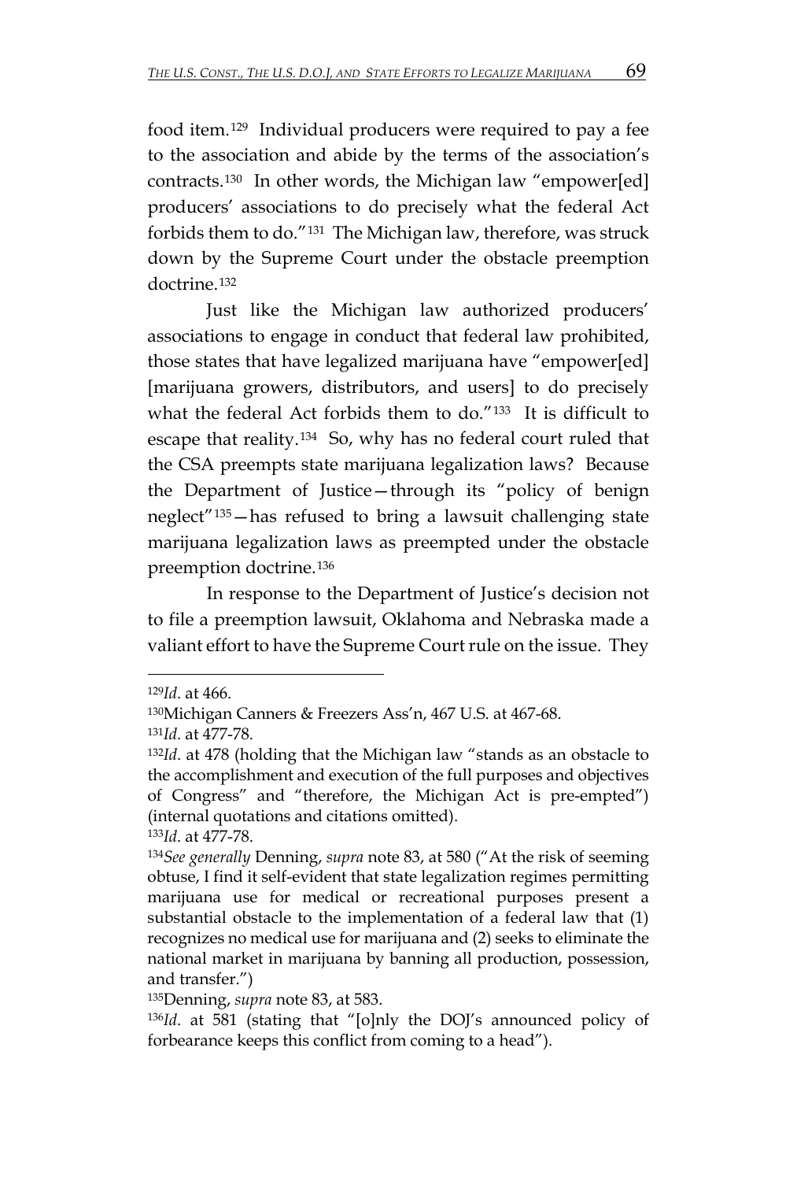food item.[129] Individual producers were required to pay a fee to the association and abide by the terms of the association's contracts.[130] In other words, the Michigan law "empower[ed] producers' associations to do precisely what the federal Act forbids them to do."[131] The Michigan law, therefore, was struck down by the Supreme Court under the obstacle preemption doctrine.[132]

Just like the Michigan law authorized producers' associations to engage in conduct that federal law prohibited, those states that have legalized marijuana have "empower[ed] [marijuana growers, distributors, and users] to do precisely what the federal Act forbids them to do."[133] It is difficult to escape that reality.[134] So, why has no federal court ruled that the CSA preempts state marijuana legalization laws? Because the Department of Justice—through its "policy of benign neglect"[135]—has refused to bring a lawsuit challenging state marijuana legalization laws as preempted under the obstacle preemption doctrine.[136]

In response to the Department of Justice's decision not to file a preemption lawsuit, Oklahoma and Nebraska made a valiant effort to have the Supreme Court rule on the issue. They

---

[129]*Id*. at 466.

[130]Michigan Canners & Freezers Ass'n, 467 U.S. at 467-68.

[131]*Id*. at 477-78.

[132]*Id*. at 478 (holding that the Michigan law "stands as an obstacle to the accomplishment and execution of the full purposes and objectives of Congress" and "therefore, the Michigan Act is pre-empted") (internal quotations and citations omitted).

[133]*Id*. at 477-78.

[134]*See generally* Denning, *supra* note 83, at 580 ("At the risk of seeming obtuse, I find it self-evident that state legalization regimes permitting marijuana use for medical or recreational purposes present a substantial obstacle to the implementation of a federal law that (1) recognizes no medical use for marijuana and (2) seeks to eliminate the national market in marijuana by banning all production, possession, and transfer.")

[135]Denning, *supra* note 83, at 583.

[136]*Id*. at 581 (stating that "[o]nly the DOJ's announced policy of forbearance keeps this conflict from coming to a head").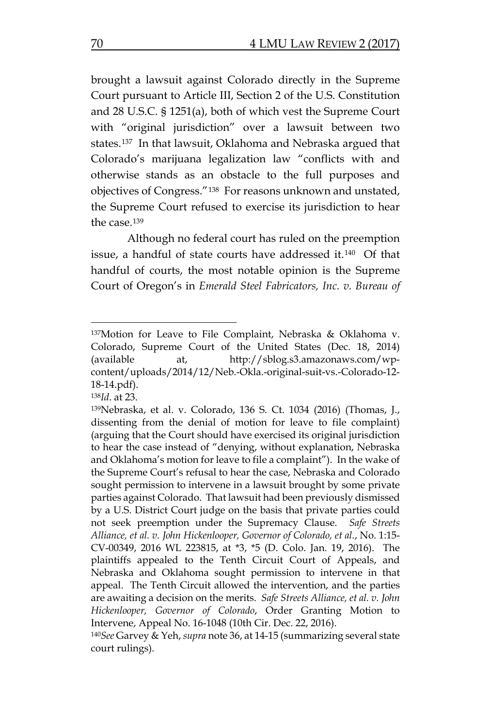brought a lawsuit against Colorado directly in the Supreme Court pursuant to Article III, Section 2 of the U.S. Constitution and 28 U.S.C. § 1251(a), both of which vest the Supreme Court with "original jurisdiction" over a lawsuit between two states.[137] In that lawsuit, Oklahoma and Nebraska argued that Colorado's marijuana legalization law "conflicts with and otherwise stands as an obstacle to the full purposes and objectives of Congress."[138] For reasons unknown and unstated, the Supreme Court refused to exercise its jurisdiction to hear the case.[139]

Although no federal court has ruled on the preemption issue, a handful of state courts have addressed it.[140] Of that handful of courts, the most notable opinion is the Supreme Court of Oregon's in *Emerald Steel Fabricators, Inc. v. Bureau of*

---

[137]Motion for Leave to File Complaint, Nebraska & Oklahoma v. Colorado, Supreme Court of the United States (Dec. 18, 2014) (available at, http://sblog.s3.amazonaws.com/wp-content/uploads/2014/12/Neb.-Okla.-original-suit-vs.-Colorado-12-18-14.pdf).

[138]*Id*. at 23.

[139]Nebraska, et al. v. Colorado, 136 S. Ct. 1034 (2016) (Thomas, J., dissenting from the denial of motion for leave to file complaint) (arguing that the Court should have exercised its original jurisdiction to hear the case instead of "denying, without explanation, Nebraska and Oklahoma's motion for leave to file a complaint"). In the wake of the Supreme Court's refusal to hear the case, Nebraska and Colorado sought permission to intervene in a lawsuit brought by some private parties against Colorado. That lawsuit had been previously dismissed by a U.S. District Court judge on the basis that private parties could not seek preemption under the Supremacy Clause. *Safe Streets Alliance, et al. v. John Hickenlooper, Governor of Colorado, et al.*, No. 1:15-CV-00349, 2016 WL 223815, at *3, *5 (D. Colo. Jan. 19, 2016). The plaintiffs appealed to the Tenth Circuit Court of Appeals, and Nebraska and Oklahoma sought permission to intervene in that appeal. The Tenth Circuit allowed the intervention, and the parties are awaiting a decision on the merits. *Safe Streets Alliance, et al. v. John Hickenlooper, Governor of Colorado*, Order Granting Motion to Intervene, Appeal No. 16-1048 (10th Cir. Dec. 22, 2016).

[140]*See* Garvey & Yeh, *supra* note 36, at 14-15 (summarizing several state court rulings).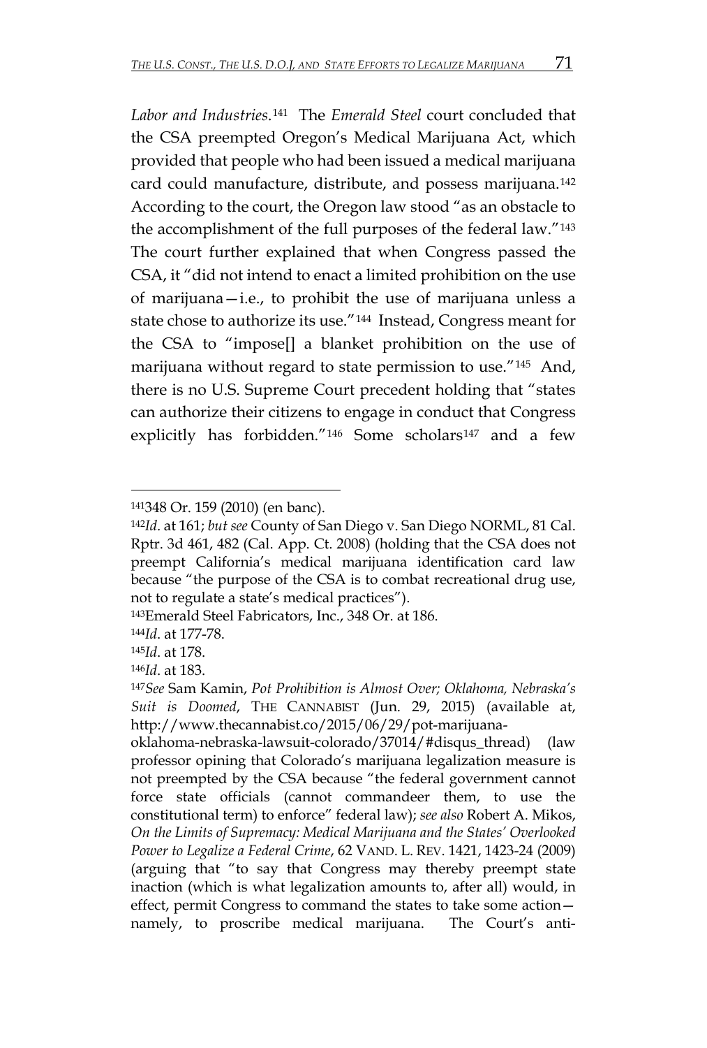*Labor and Industries*.[141] The *Emerald Steel* court concluded that the CSA preempted Oregon's Medical Marijuana Act, which provided that people who had been issued a medical marijuana card could manufacture, distribute, and possess marijuana.[142] According to the court, the Oregon law stood "as an obstacle to the accomplishment of the full purposes of the federal law."[143] The court further explained that when Congress passed the CSA, it "did not intend to enact a limited prohibition on the use of marijuana—i.e., to prohibit the use of marijuana unless a state chose to authorize its use."[144] Instead, Congress meant for the CSA to "impose[] a blanket prohibition on the use of marijuana without regard to state permission to use."[145] And, there is no U.S. Supreme Court precedent holding that "states can authorize their citizens to engage in conduct that Congress explicitly has forbidden."[146] Some scholars[147] and a few

---

[141] 348 Or. 159 (2010) (en banc).

[142] *Id*. at 161; *but see* County of San Diego v. San Diego NORML, 81 Cal. Rptr. 3d 461, 482 (Cal. App. Ct. 2008) (holding that the CSA does not preempt California's medical marijuana identification card law because "the purpose of the CSA is to combat recreational drug use, not to regulate a state's medical practices").

[143] Emerald Steel Fabricators, Inc., 348 Or. at 186.

[144] *Id*. at 177-78.

[145] *Id*. at 178.

[146] *Id*. at 183.

[147] *See* Sam Kamin, *Pot Prohibition is Almost Over; Oklahoma, Nebraska's Suit is Doomed*, THE CANNABIST (Jun. 29, 2015) (available at, http://www.thecannabist.co/2015/06/29/pot-marijuana-oklahoma-nebraska-lawsuit-colorado/37014/#disqus_thread) (law professor opining that Colorado's marijuana legalization measure is not preempted by the CSA because "the federal government cannot force state officials (cannot commandeer them, to use the constitutional term) to enforce" federal law); *see also* Robert A. Mikos, *On the Limits of Supremacy: Medical Marijuana and the States' Overlooked Power to Legalize a Federal Crime*, 62 VAND. L. REV. 1421, 1423-24 (2009) (arguing that "to say that Congress may thereby preempt state inaction (which is what legalization amounts to, after all) would, in effect, permit Congress to command the states to take some action—namely, to proscribe medical marijuana. The Court's anti-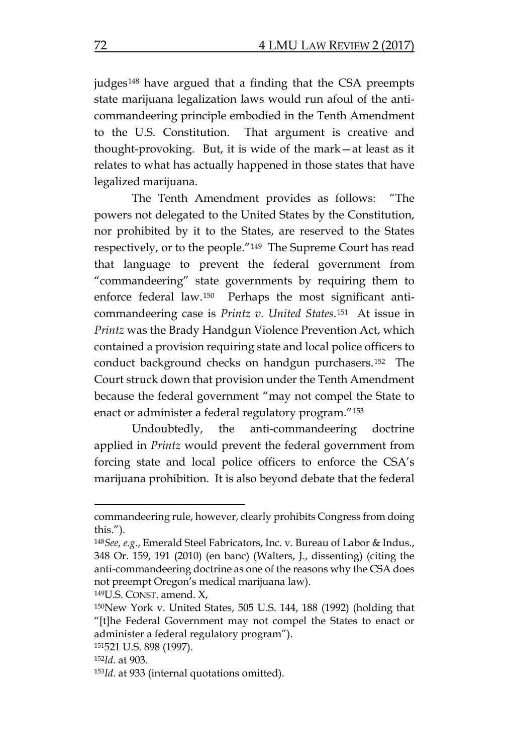judges[148] have argued that a finding that the CSA preempts state marijuana legalization laws would run afoul of the anti-commandeering principle embodied in the Tenth Amendment to the U.S. Constitution. That argument is creative and thought-provoking. But, it is wide of the mark—at least as it relates to what has actually happened in those states that have legalized marijuana.

The Tenth Amendment provides as follows: "The powers not delegated to the United States by the Constitution, nor prohibited by it to the States, are reserved to the States respectively, or to the people."[149] The Supreme Court has read that language to prevent the federal government from "commandeering" state governments by requiring them to enforce federal law.[150] Perhaps the most significant anti-commandeering case is *Printz v. United States*.[151] At issue in *Printz* was the Brady Handgun Violence Prevention Act, which contained a provision requiring state and local police officers to conduct background checks on handgun purchasers.[152] The Court struck down that provision under the Tenth Amendment because the federal government "may not compel the State to enact or administer a federal regulatory program."[153]

Undoubtedly, the anti-commandeering doctrine applied in *Printz* would prevent the federal government from forcing state and local police officers to enforce the CSA's marijuana prohibition. It is also beyond debate that the federal

---

commandeering rule, however, clearly prohibits Congress from doing this.").

[148] *See, e.g.*, Emerald Steel Fabricators, Inc. v. Bureau of Labor & Indus., 348 Or. 159, 191 (2010) (en banc) (Walters, J., dissenting) (citing the anti-commandeering doctrine as one of the reasons why the CSA does not preempt Oregon's medical marijuana law).

[149] U.S. CONST. amend. X,

[150] New York v. United States, 505 U.S. 144, 188 (1992) (holding that "[t]he Federal Government may not compel the States to enact or administer a federal regulatory program").

[151] 521 U.S. 898 (1997).

[152] *Id*. at 903.

[153] *Id*. at 933 (internal quotations omitted).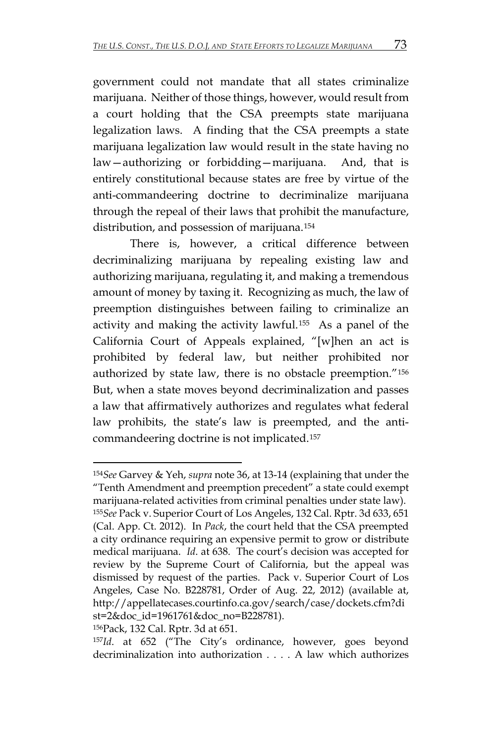government could not mandate that all states criminalize marijuana. Neither of those things, however, would result from a court holding that the CSA preempts state marijuana legalization laws. A finding that the CSA preempts a state marijuana legalization law would result in the state having no law—authorizing or forbidding—marijuana. And, that is entirely constitutional because states are free by virtue of the anti-commandeering doctrine to decriminalize marijuana through the repeal of their laws that prohibit the manufacture, distribution, and possession of marijuana.[154]

There is, however, a critical difference between decriminalizing marijuana by repealing existing law and authorizing marijuana, regulating it, and making a tremendous amount of money by taxing it. Recognizing as much, the law of preemption distinguishes between failing to criminalize an activity and making the activity lawful.[155] As a panel of the California Court of Appeals explained, "[w]hen an act is prohibited by federal law, but neither prohibited nor authorized by state law, there is no obstacle preemption."[156] But, when a state moves beyond decriminalization and passes a law that affirmatively authorizes and regulates what federal law prohibits, the state's law is preempted, and the anti-commandeering doctrine is not implicated.[157]

---

[154]*See* Garvey & Yeh, *supra* note 36, at 13-14 (explaining that under the "Tenth Amendment and preemption precedent" a state could exempt marijuana-related activities from criminal penalties under state law).

[155]*See* Pack v. Superior Court of Los Angeles, 132 Cal. Rptr. 3d 633, 651 (Cal. App. Ct. 2012). In *Pack*, the court held that the CSA preempted a city ordinance requiring an expensive permit to grow or distribute medical marijuana. *Id*. at 638. The court's decision was accepted for review by the Supreme Court of California, but the appeal was dismissed by request of the parties. Pack v. Superior Court of Los Angeles, Case No. B228781, Order of Aug. 22, 2012) (available at, http://appellatecases.courtinfo.ca.gov/search/case/dockets.cfm?dist=2&doc_id=1961761&doc_no=B228781).

[156]Pack, 132 Cal. Rptr. 3d at 651.

[157]*Id*. at 652 ("The City's ordinance, however, goes beyond decriminalization into authorization . . . . A law which authorizes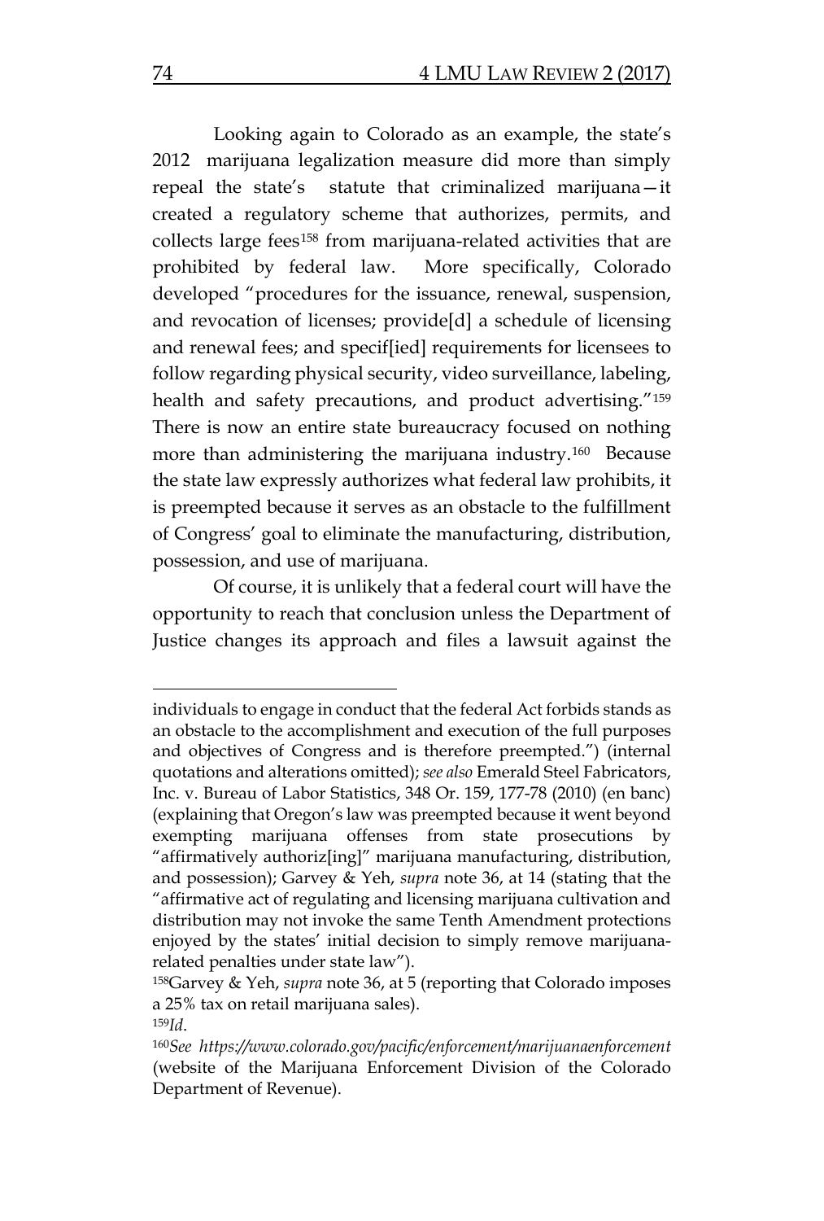Looking again to Colorado as an example, the state's 2012 marijuana legalization measure did more than simply repeal the state's statute that criminalized marijuana—it created a regulatory scheme that authorizes, permits, and collects large fees[158] from marijuana-related activities that are prohibited by federal law. More specifically, Colorado developed "procedures for the issuance, renewal, suspension, and revocation of licenses; provide[d] a schedule of licensing and renewal fees; and specif[ied] requirements for licensees to follow regarding physical security, video surveillance, labeling, health and safety precautions, and product advertising."[159] There is now an entire state bureaucracy focused on nothing more than administering the marijuana industry.[160] Because the state law expressly authorizes what federal law prohibits, it is preempted because it serves as an obstacle to the fulfillment of Congress' goal to eliminate the manufacturing, distribution, possession, and use of marijuana.

Of course, it is unlikely that a federal court will have the opportunity to reach that conclusion unless the Department of Justice changes its approach and files a lawsuit against the

---

individuals to engage in conduct that the federal Act forbids stands as an obstacle to the accomplishment and execution of the full purposes and objectives of Congress and is therefore preempted.") (internal quotations and alterations omitted); *see also* Emerald Steel Fabricators, Inc. v. Bureau of Labor Statistics, 348 Or. 159, 177-78 (2010) (en banc) (explaining that Oregon's law was preempted because it went beyond exempting marijuana offenses from state prosecutions by "affirmatively authoriz[ing]" marijuana manufacturing, distribution, and possession); Garvey & Yeh, *supra* note 36, at 14 (stating that the "affirmative act of regulating and licensing marijuana cultivation and distribution may not invoke the same Tenth Amendment protections enjoyed by the states' initial decision to simply remove marijuana-related penalties under state law").

[158] Garvey & Yeh, *supra* note 36, at 5 (reporting that Colorado imposes a 25% tax on retail marijuana sales).

[159] *Id*.

[160] *See https://www.colorado.gov/pacific/enforcement/marijuanaenforcement* (website of the Marijuana Enforcement Division of the Colorado Department of Revenue).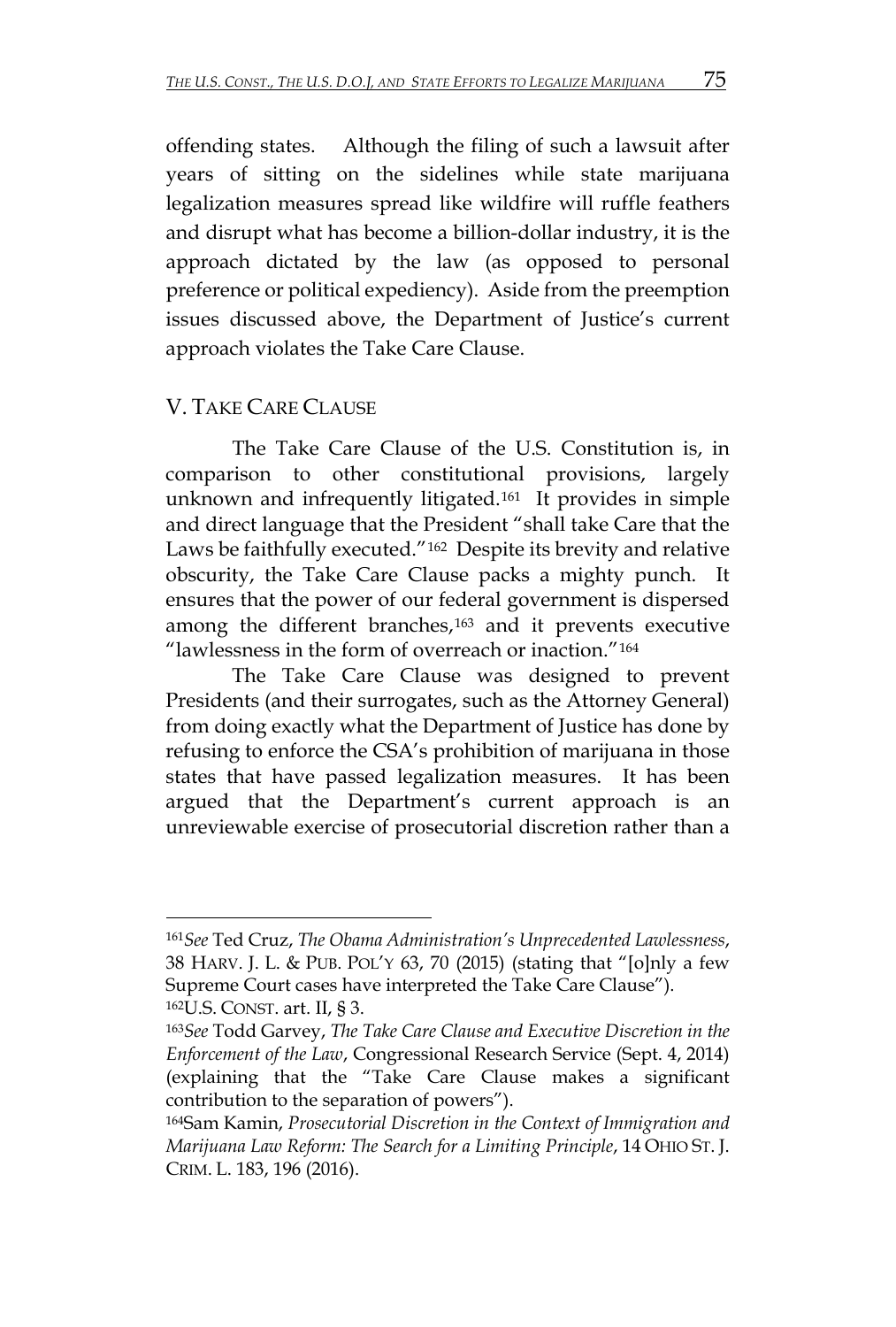offending states. Although the filing of such a lawsuit after years of sitting on the sidelines while state marijuana legalization measures spread like wildfire will ruffle feathers and disrupt what has become a billion-dollar industry, it is the approach dictated by the law (as opposed to personal preference or political expediency). Aside from the preemption issues discussed above, the Department of Justice's current approach violates the Take Care Clause.

## V. TAKE CARE CLAUSE

The Take Care Clause of the U.S. Constitution is, in comparison to other constitutional provisions, largely unknown and infrequently litigated.[161] It provides in simple and direct language that the President "shall take Care that the Laws be faithfully executed."[162] Despite its brevity and relative obscurity, the Take Care Clause packs a mighty punch. It ensures that the power of our federal government is dispersed among the different branches,[163] and it prevents executive "lawlessness in the form of overreach or inaction."[164]

The Take Care Clause was designed to prevent Presidents (and their surrogates, such as the Attorney General) from doing exactly what the Department of Justice has done by refusing to enforce the CSA's prohibition of marijuana in those states that have passed legalization measures. It has been argued that the Department's current approach is an unreviewable exercise of prosecutorial discretion rather than a

---

[161] *See* Ted Cruz, *The Obama Administration's Unprecedented Lawlessness*, 38 HARV. J. L. & PUB. POL'Y 63, 70 (2015) (stating that "[o]nly a few Supreme Court cases have interpreted the Take Care Clause").

[162] U.S. CONST. art. II, § 3.

[163] *See* Todd Garvey, *The Take Care Clause and Executive Discretion in the Enforcement of the Law*, Congressional Research Service (Sept. 4, 2014) (explaining that the "Take Care Clause makes a significant contribution to the separation of powers").

[164] Sam Kamin, *Prosecutorial Discretion in the Context of Immigration and Marijuana Law Reform: The Search for a Limiting Principle*, 14 OHIO ST. J. CRIM. L. 183, 196 (2016).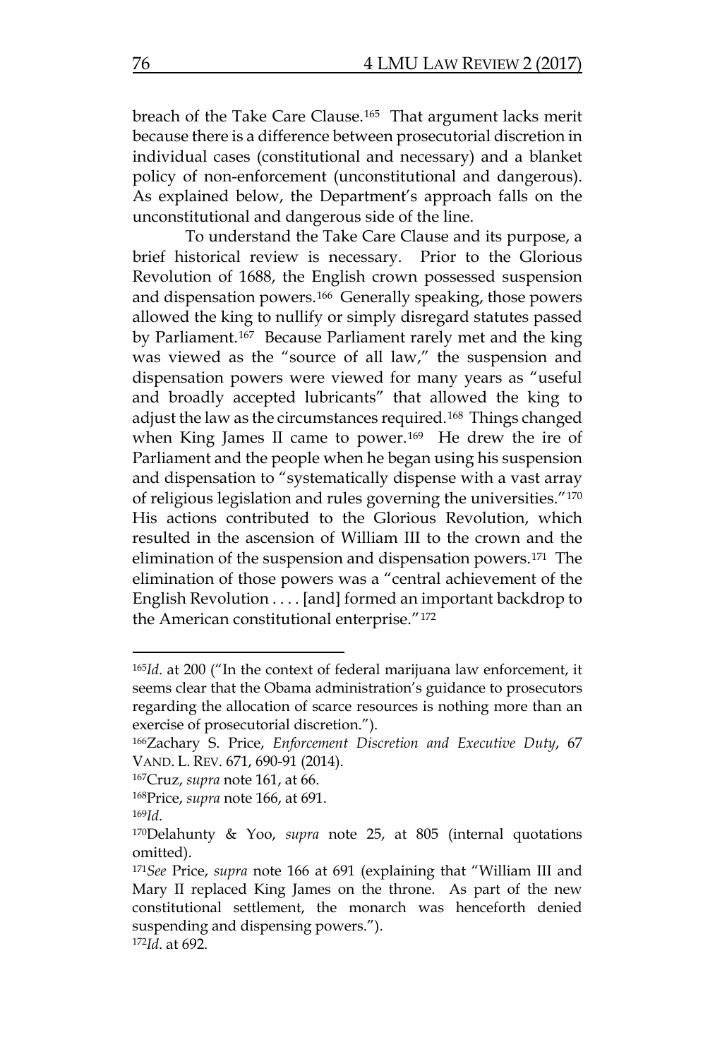breach of the Take Care Clause.[165] That argument lacks merit because there is a difference between prosecutorial discretion in individual cases (constitutional and necessary) and a blanket policy of non-enforcement (unconstitutional and dangerous). As explained below, the Department's approach falls on the unconstitutional and dangerous side of the line.

To understand the Take Care Clause and its purpose, a brief historical review is necessary. Prior to the Glorious Revolution of 1688, the English crown possessed suspension and dispensation powers.[166] Generally speaking, those powers allowed the king to nullify or simply disregard statutes passed by Parliament.[167] Because Parliament rarely met and the king was viewed as the "source of all law," the suspension and dispensation powers were viewed for many years as "useful and broadly accepted lubricants" that allowed the king to adjust the law as the circumstances required.[168] Things changed when King James II came to power.[169] He drew the ire of Parliament and the people when he began using his suspension and dispensation to "systematically dispense with a vast array of religious legislation and rules governing the universities."[170] His actions contributed to the Glorious Revolution, which resulted in the ascension of William III to the crown and the elimination of the suspension and dispensation powers.[171] The elimination of those powers was a "central achievement of the English Revolution . . . . [and] formed an important backdrop to the American constitutional enterprise."[172]

---

[165] *Id*. at 200 ("In the context of federal marijuana law enforcement, it seems clear that the Obama administration's guidance to prosecutors regarding the allocation of scarce resources is nothing more than an exercise of prosecutorial discretion.").

[166] Zachary S. Price, *Enforcement Discretion and Executive Duty*, 67 VAND. L. REV. 671, 690-91 (2014).

[167] Cruz, *supra* note 161, at 66.

[168] Price, *supra* note 166, at 691.

[169] *Id*.

[170] Delahunty & Yoo, *supra* note 25, at 805 (internal quotations omitted).

[171] *See* Price, *supra* note 166 at 691 (explaining that "William III and Mary II replaced King James on the throne. As part of the new constitutional settlement, the monarch was henceforth denied suspending and dispensing powers.").

[172] *Id*. at 692.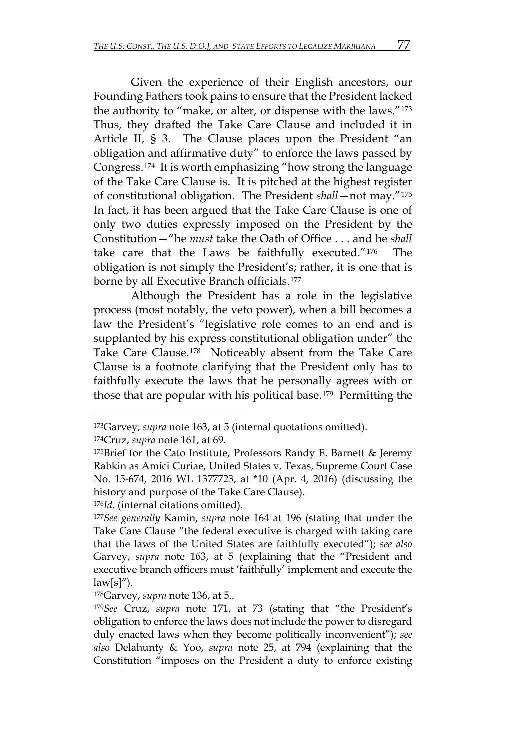Given the experience of their English ancestors, our Founding Fathers took pains to ensure that the President lacked the authority to "make, or alter, or dispense with the laws."[173] Thus, they drafted the Take Care Clause and included it in Article II, § 3. The Clause places upon the President "an obligation and affirmative duty" to enforce the laws passed by Congress.[174] It is worth emphasizing "how strong the language of the Take Care Clause is. It is pitched at the highest register of constitutional obligation. The President *shall*—not may."[175] In fact, it has been argued that the Take Care Clause is one of only two duties expressly imposed on the President by the Constitution—"he *must* take the Oath of Office . . . and he *shall* take care that the Laws be faithfully executed."[176] The obligation is not simply the President's; rather, it is one that is borne by all Executive Branch officials.[177]

Although the President has a role in the legislative process (most notably, the veto power), when a bill becomes a law the President's "legislative role comes to an end and is supplanted by his express constitutional obligation under" the Take Care Clause.[178] Noticeably absent from the Take Care Clause is a footnote clarifying that the President only has to faithfully execute the laws that he personally agrees with or those that are popular with his political base.[179] Permitting the

---

[173] Garvey, *supra* note 163, at 5 (internal quotations omitted).

[174] Cruz, *supra* note 161, at 69.

[175] Brief for the Cato Institute, Professors Randy E. Barnett & Jeremy Rabkin as Amici Curiae, United States v. Texas, Supreme Court Case No. 15-674, 2016 WL 1377723, at *10 (Apr. 4, 2016) (discussing the history and purpose of the Take Care Clause).

[176] *Id*. (internal citations omitted).

[177] *See generally* Kamin, *supra* note 164 at 196 (stating that under the Take Care Clause "the federal executive is charged with taking care that the laws of the United States are faithfully executed"); *see also* Garvey, *supra* note 163, at 5 (explaining that the "President and executive branch officers must 'faithfully' implement and execute the law[s]").

[178] Garvey, *supra* note 136, at 5..

[179] *See* Cruz, *supra* note 171, at 73 (stating that "the President's obligation to enforce the laws does not include the power to disregard duly enacted laws when they become politically inconvenient"); *see also* Delahunty & Yoo, *supra* note 25, at 794 (explaining that the Constitution "imposes on the President a duty to enforce existing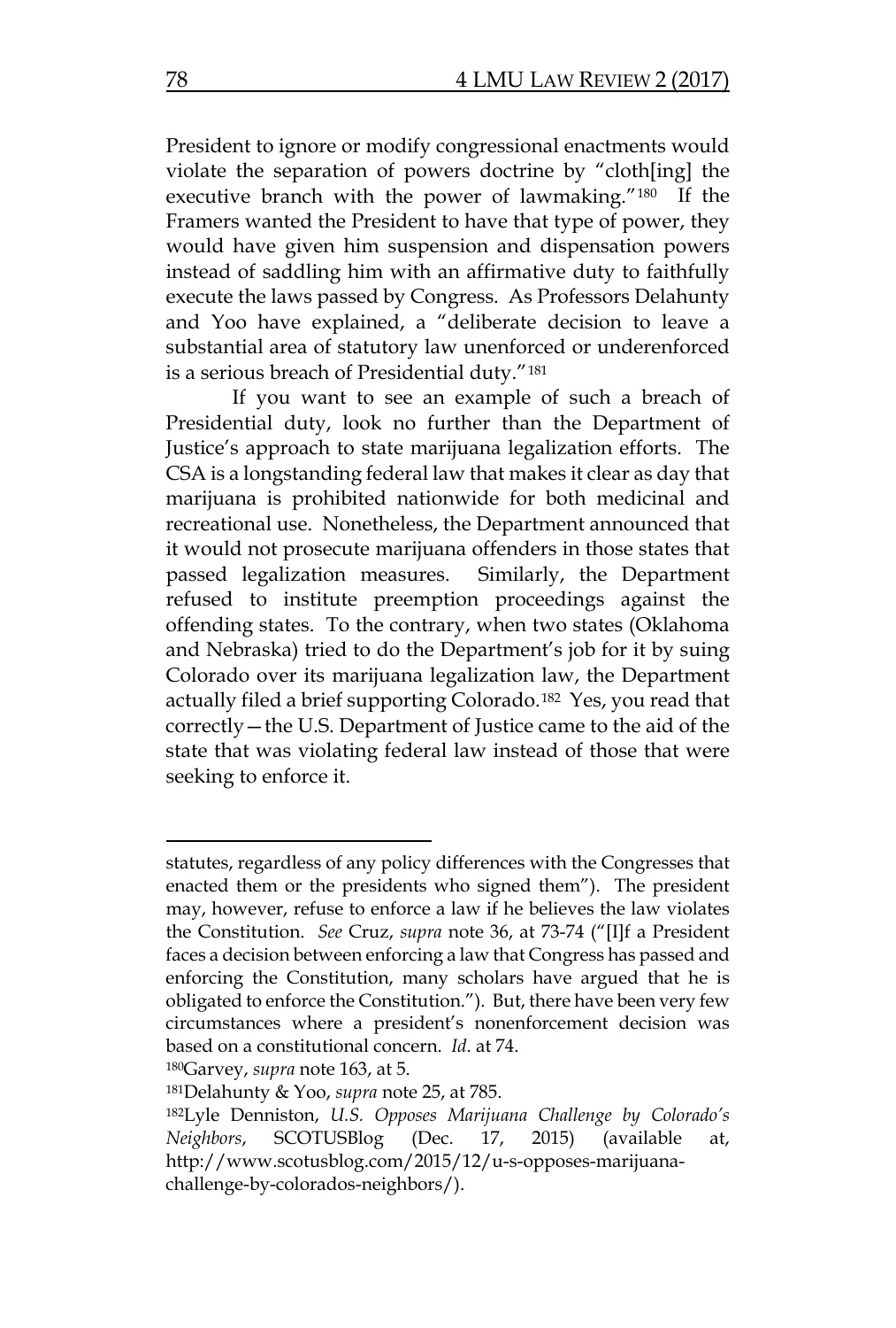President to ignore or modify congressional enactments would violate the separation of powers doctrine by "cloth[ing] the executive branch with the power of lawmaking."[180] If the Framers wanted the President to have that type of power, they would have given him suspension and dispensation powers instead of saddling him with an affirmative duty to faithfully execute the laws passed by Congress. As Professors Delahunty and Yoo have explained, a "deliberate decision to leave a substantial area of statutory law unenforced or underenforced is a serious breach of Presidential duty."[181]

If you want to see an example of such a breach of Presidential duty, look no further than the Department of Justice's approach to state marijuana legalization efforts. The CSA is a longstanding federal law that makes it clear as day that marijuana is prohibited nationwide for both medicinal and recreational use. Nonetheless, the Department announced that it would not prosecute marijuana offenders in those states that passed legalization measures. Similarly, the Department refused to institute preemption proceedings against the offending states. To the contrary, when two states (Oklahoma and Nebraska) tried to do the Department's job for it by suing Colorado over its marijuana legalization law, the Department actually filed a brief supporting Colorado.[182] Yes, you read that correctly—the U.S. Department of Justice came to the aid of the state that was violating federal law instead of those that were seeking to enforce it.

---

statutes, regardless of any policy differences with the Congresses that enacted them or the presidents who signed them"). The president may, however, refuse to enforce a law if he believes the law violates the Constitution. *See* Cruz, *supra* note 36, at 73-74 ("[I]f a President faces a decision between enforcing a law that Congress has passed and enforcing the Constitution, many scholars have argued that he is obligated to enforce the Constitution."). But, there have been very few circumstances where a president's nonenforcement decision was based on a constitutional concern. *Id.* at 74.

[180] Garvey, *supra* note 163, at 5.

[181] Delahunty & Yoo, *supra* note 25, at 785.

[182] Lyle Denniston, *U.S. Opposes Marijuana Challenge by Colorado's Neighbors*, SCOTUSBlog (Dec. 17, 2015) (available at, http://www.scotusblog.com/2015/12/u-s-opposes-marijuana-challenge-by-colorados-neighbors/).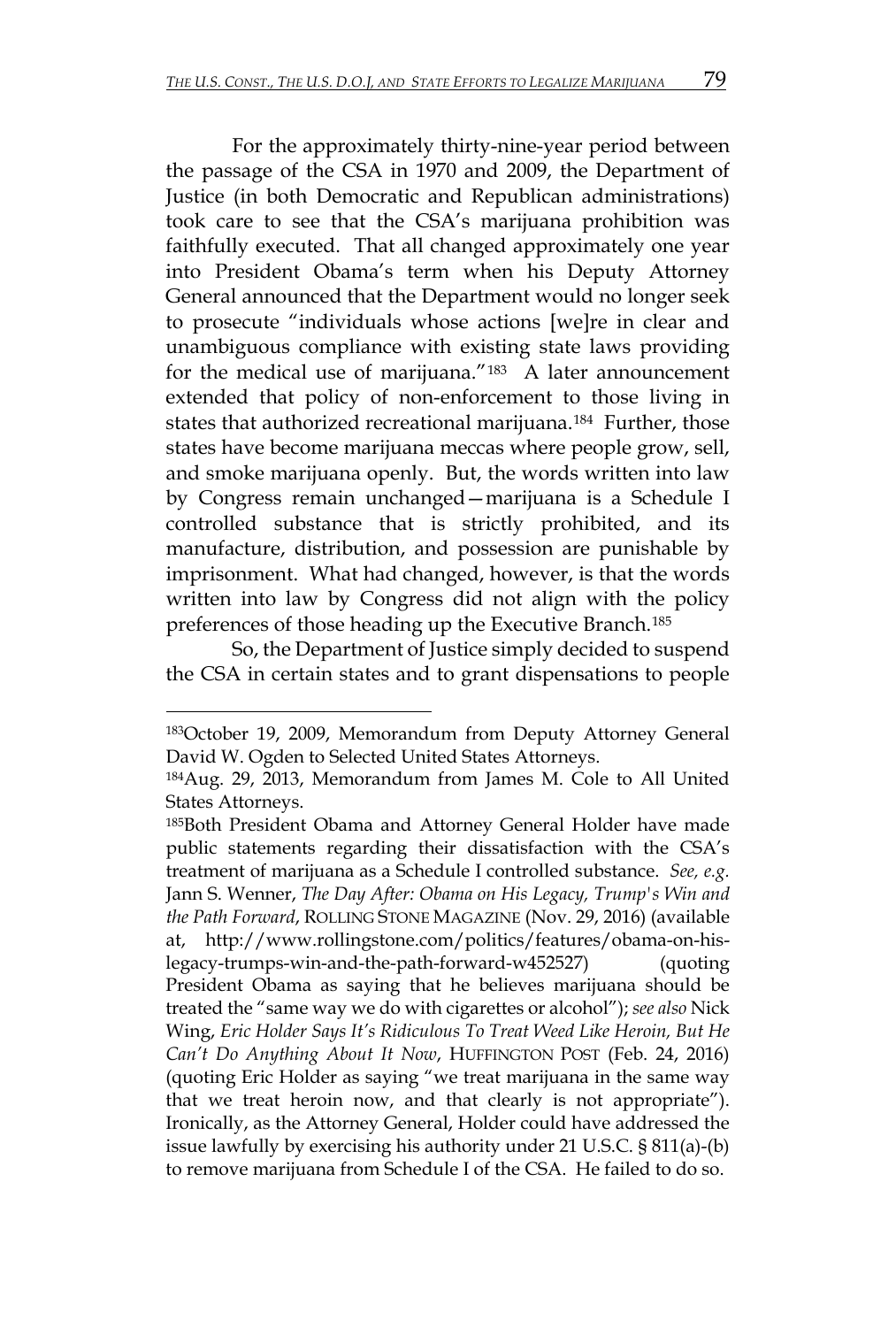For the approximately thirty-nine-year period between the passage of the CSA in 1970 and 2009, the Department of Justice (in both Democratic and Republican administrations) took care to see that the CSA's marijuana prohibition was faithfully executed. That all changed approximately one year into President Obama's term when his Deputy Attorney General announced that the Department would no longer seek to prosecute "individuals whose actions [we]re in clear and unambiguous compliance with existing state laws providing for the medical use of marijuana."[183] A later announcement extended that policy of non-enforcement to those living in states that authorized recreational marijuana.[184] Further, those states have become marijuana meccas where people grow, sell, and smoke marijuana openly. But, the words written into law by Congress remain unchanged—marijuana is a Schedule I controlled substance that is strictly prohibited, and its manufacture, distribution, and possession are punishable by imprisonment. What had changed, however, is that the words written into law by Congress did not align with the policy preferences of those heading up the Executive Branch.[185]

So, the Department of Justice simply decided to suspend the CSA in certain states and to grant dispensations to people

---

[183] October 19, 2009, Memorandum from Deputy Attorney General David W. Ogden to Selected United States Attorneys.

[184] Aug. 29, 2013, Memorandum from James M. Cole to All United States Attorneys.

[185] Both President Obama and Attorney General Holder have made public statements regarding their dissatisfaction with the CSA's treatment of marijuana as a Schedule I controlled substance. *See, e.g.* Jann S. Wenner, *The Day After: Obama on His Legacy, Trump's Win and the Path Forward*, ROLLING STONE MAGAZINE (Nov. 29, 2016) (available at, http://www.rollingstone.com/politics/features/obama-on-his-legacy-trumps-win-and-the-path-forward-w452527) (quoting President Obama as saying that he believes marijuana should be treated the "same way we do with cigarettes or alcohol"); *see also* Nick Wing, *Eric Holder Says It's Ridiculous To Treat Weed Like Heroin, But He Can't Do Anything About It Now*, HUFFINGTON POST (Feb. 24, 2016) (quoting Eric Holder as saying "we treat marijuana in the same way that we treat heroin now, and that clearly is not appropriate"). Ironically, as the Attorney General, Holder could have addressed the issue lawfully by exercising his authority under 21 U.S.C. § 811(a)-(b) to remove marijuana from Schedule I of the CSA. He failed to do so.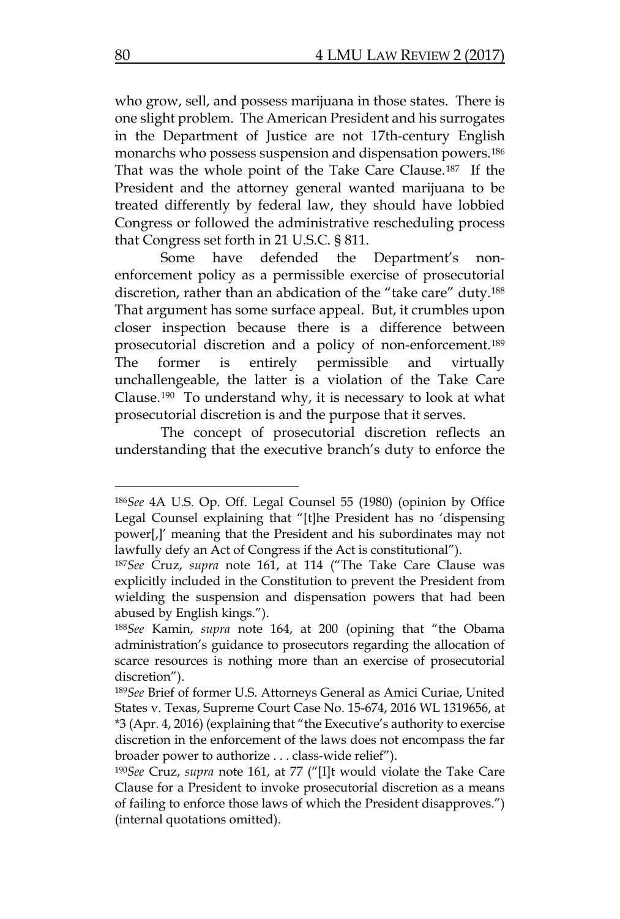who grow, sell, and possess marijuana in those states. There is one slight problem. The American President and his surrogates in the Department of Justice are not 17th-century English monarchs who possess suspension and dispensation powers.[186] That was the whole point of the Take Care Clause.[187] If the President and the attorney general wanted marijuana to be treated differently by federal law, they should have lobbied Congress or followed the administrative rescheduling process that Congress set forth in 21 U.S.C. § 811.

Some have defended the Department's non-enforcement policy as a permissible exercise of prosecutorial discretion, rather than an abdication of the "take care" duty.[188] That argument has some surface appeal. But, it crumbles upon closer inspection because there is a difference between prosecutorial discretion and a policy of non-enforcement.[189] The former is entirely permissible and virtually unchallengeable, the latter is a violation of the Take Care Clause.[190] To understand why, it is necessary to look at what prosecutorial discretion is and the purpose that it serves.

The concept of prosecutorial discretion reflects an understanding that the executive branch's duty to enforce the

---

[186] *See* 4A U.S. Op. Off. Legal Counsel 55 (1980) (opinion by Office Legal Counsel explaining that "[t]he President has no 'dispensing power[,]' meaning that the President and his subordinates may not lawfully defy an Act of Congress if the Act is constitutional").

[187] *See* Cruz, *supra* note 161, at 114 ("The Take Care Clause was explicitly included in the Constitution to prevent the President from wielding the suspension and dispensation powers that had been abused by English kings.").

[188] *See* Kamin, *supra* note 164, at 200 (opining that "the Obama administration's guidance to prosecutors regarding the allocation of scarce resources is nothing more than an exercise of prosecutorial discretion").

[189] *See* Brief of former U.S. Attorneys General as Amici Curiae, United States v. Texas, Supreme Court Case No. 15-674, 2016 WL 1319656, at *3 (Apr. 4, 2016) (explaining that "the Executive's authority to exercise discretion in the enforcement of the laws does not encompass the far broader power to authorize . . . class-wide relief").

[190] *See* Cruz, *supra* note 161, at 77 ("[I]t would violate the Take Care Clause for a President to invoke prosecutorial discretion as a means of failing to enforce those laws of which the President disapproves.") (internal quotations omitted).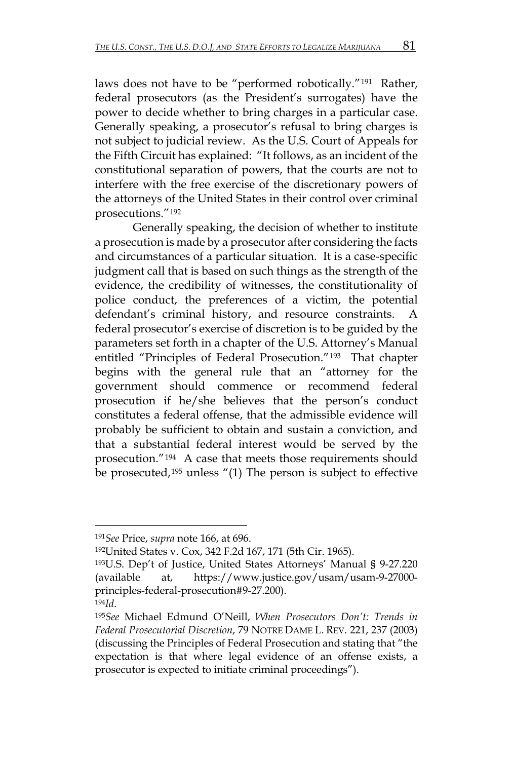laws does not have to be "performed robotically."[191] Rather, federal prosecutors (as the President's surrogates) have the power to decide whether to bring charges in a particular case. Generally speaking, a prosecutor's refusal to bring charges is not subject to judicial review. As the U.S. Court of Appeals for the Fifth Circuit has explained: "It follows, as an incident of the constitutional separation of powers, that the courts are not to interfere with the free exercise of the discretionary powers of the attorneys of the United States in their control over criminal prosecutions."[192]

Generally speaking, the decision of whether to institute a prosecution is made by a prosecutor after considering the facts and circumstances of a particular situation. It is a case-specific judgment call that is based on such things as the strength of the evidence, the credibility of witnesses, the constitutionality of police conduct, the preferences of a victim, the potential defendant's criminal history, and resource constraints. A federal prosecutor's exercise of discretion is to be guided by the parameters set forth in a chapter of the U.S. Attorney's Manual entitled "Principles of Federal Prosecution."[193] That chapter begins with the general rule that an "attorney for the government should commence or recommend federal prosecution if he/she believes that the person's conduct constitutes a federal offense, that the admissible evidence will probably be sufficient to obtain and sustain a conviction, and that a substantial federal interest would be served by the prosecution."[194] A case that meets those requirements should be prosecuted,[195] unless "(1) The person is subject to effective

---

[191] *See* Price, *supra* note 166, at 696.

[192] United States v. Cox, 342 F.2d 167, 171 (5th Cir. 1965).

[193] U.S. Dep't of Justice, United States Attorneys' Manual § 9-27.220 (available at, https://www.justice.gov/usam/usam-9-27000-principles-federal-prosecution#9-27.200).

[194] *Id*.

[195] *See* Michael Edmund O'Neill, *When Prosecutors Don't: Trends in Federal Prosecutorial Discretion*, 79 NOTRE DAME L. REV. 221, 237 (2003) (discussing the Principles of Federal Prosecution and stating that "the expectation is that where legal evidence of an offense exists, a prosecutor is expected to initiate criminal proceedings").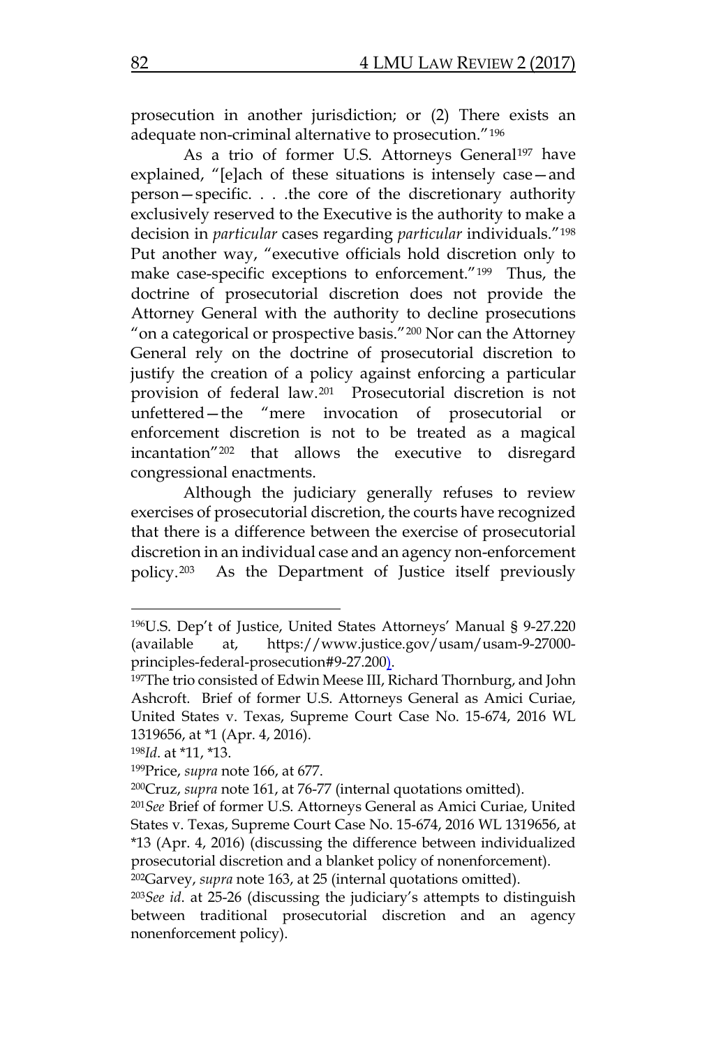prosecution in another jurisdiction; or (2) There exists an adequate non-criminal alternative to prosecution."[196]

As a trio of former U.S. Attorneys General[197] have explained, "[e]ach of these situations is intensely case—and person—specific. . . .the core of the discretionary authority exclusively reserved to the Executive is the authority to make a decision in *particular* cases regarding *particular* individuals."[198] Put another way, "executive officials hold discretion only to make case-specific exceptions to enforcement."[199] Thus, the doctrine of prosecutorial discretion does not provide the Attorney General with the authority to decline prosecutions "on a categorical or prospective basis."[200] Nor can the Attorney General rely on the doctrine of prosecutorial discretion to justify the creation of a policy against enforcing a particular provision of federal law.[201] Prosecutorial discretion is not unfettered—the "mere invocation of prosecutorial or enforcement discretion is not to be treated as a magical incantation"[202] that allows the executive to disregard congressional enactments.

Although the judiciary generally refuses to review exercises of prosecutorial discretion, the courts have recognized that there is a difference between the exercise of prosecutorial discretion in an individual case and an agency non-enforcement policy.[203] As the Department of Justice itself previously

---

[196] U.S. Dep't of Justice, United States Attorneys' Manual § 9-27.220 (available at, https://www.justice.gov/usam/usam-9-27000-principles-federal-prosecution#9-27.200).

[197] The trio consisted of Edwin Meese III, Richard Thornburg, and John Ashcroft. Brief of former U.S. Attorneys General as Amici Curiae, United States v. Texas, Supreme Court Case No. 15-674, 2016 WL 1319656, at *1 (Apr. 4, 2016).

[198] *Id*. at *11, *13.

[199] Price, *supra* note 166, at 677.

[200] Cruz, *supra* note 161, at 76-77 (internal quotations omitted).

[201] *See* Brief of former U.S. Attorneys General as Amici Curiae, United States v. Texas, Supreme Court Case No. 15-674, 2016 WL 1319656, at *13 (Apr. 4, 2016) (discussing the difference between individualized prosecutorial discretion and a blanket policy of nonenforcement).

[202] Garvey, *supra* note 163, at 25 (internal quotations omitted).

[203] *See id*. at 25-26 (discussing the judiciary's attempts to distinguish between traditional prosecutorial discretion and an agency nonenforcement policy).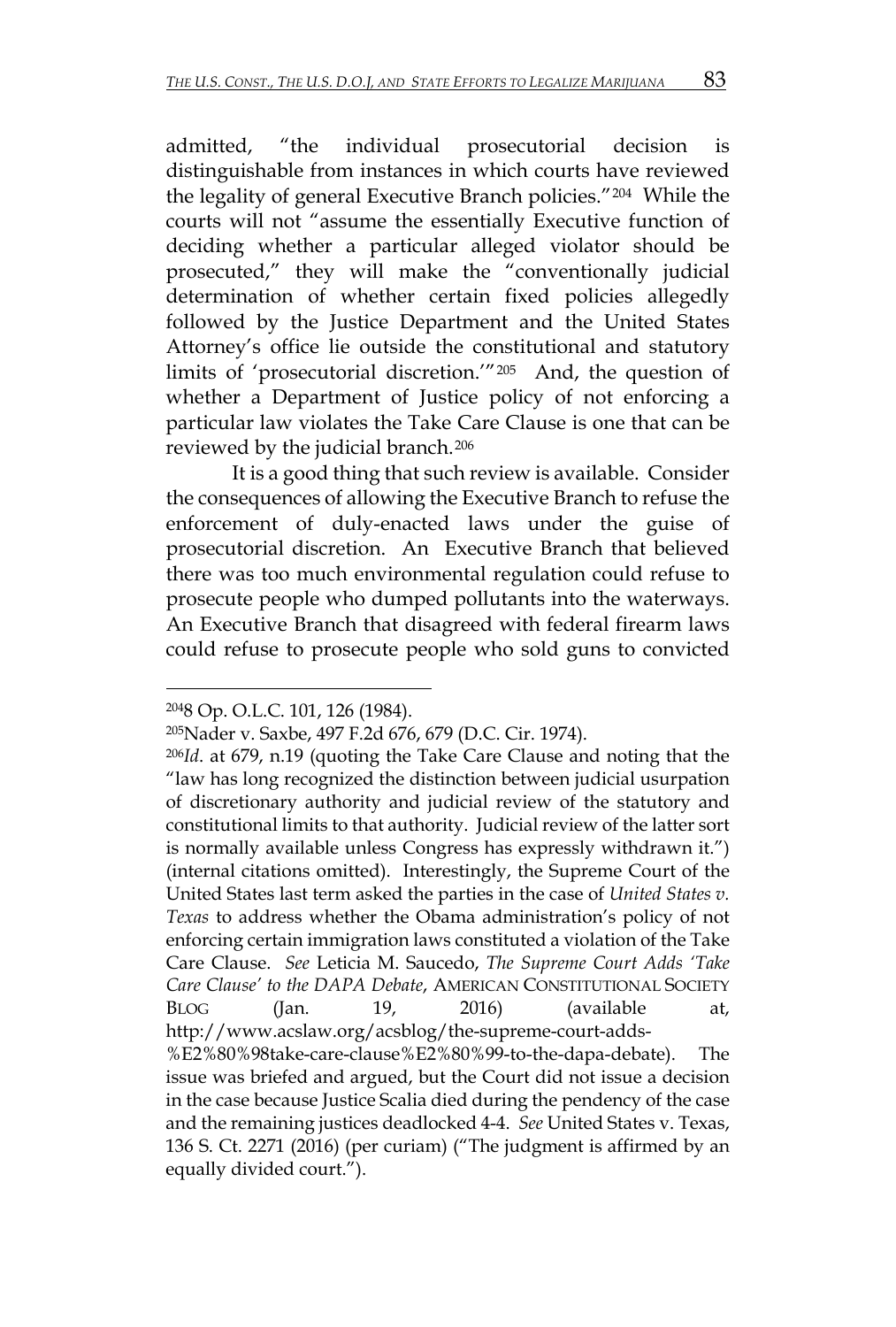admitted, "the individual prosecutorial decision is distinguishable from instances in which courts have reviewed the legality of general Executive Branch policies."[204] While the courts will not "assume the essentially Executive function of deciding whether a particular alleged violator should be prosecuted," they will make the "conventionally judicial determination of whether certain fixed policies allegedly followed by the Justice Department and the United States Attorney's office lie outside the constitutional and statutory limits of 'prosecutorial discretion.'"[205] And, the question of whether a Department of Justice policy of not enforcing a particular law violates the Take Care Clause is one that can be reviewed by the judicial branch.[206]

It is a good thing that such review is available. Consider the consequences of allowing the Executive Branch to refuse the enforcement of duly-enacted laws under the guise of prosecutorial discretion. An Executive Branch that believed there was too much environmental regulation could refuse to prosecute people who dumped pollutants into the waterways. An Executive Branch that disagreed with federal firearm laws could refuse to prosecute people who sold guns to convicted

---

[204] 8 Op. O.L.C. 101, 126 (1984).

[205] Nader v. Saxbe, 497 F.2d 676, 679 (D.C. Cir. 1974).

[206] *Id*. at 679, n.19 (quoting the Take Care Clause and noting that the "law has long recognized the distinction between judicial usurpation of discretionary authority and judicial review of the statutory and constitutional limits to that authority. Judicial review of the latter sort is normally available unless Congress has expressly withdrawn it.") (internal citations omitted). Interestingly, the Supreme Court of the United States last term asked the parties in the case of *United States v. Texas* to address whether the Obama administration's policy of not enforcing certain immigration laws constituted a violation of the Take Care Clause. *See* Leticia M. Saucedo, *The Supreme Court Adds 'Take Care Clause' to the DAPA Debate*, AMERICAN CONSTITUTIONAL SOCIETY BLOG (Jan. 19, 2016) (available at, http://www.acslaw.org/acsblog/the-supreme-court-adds-%E2%80%98take-care-clause%E2%80%99-to-the-dapa-debate). The issue was briefed and argued, but the Court did not issue a decision in the case because Justice Scalia died during the pendency of the case and the remaining justices deadlocked 4-4. *See* United States v. Texas, 136 S. Ct. 2271 (2016) (per curiam) ("The judgment is affirmed by an equally divided court.").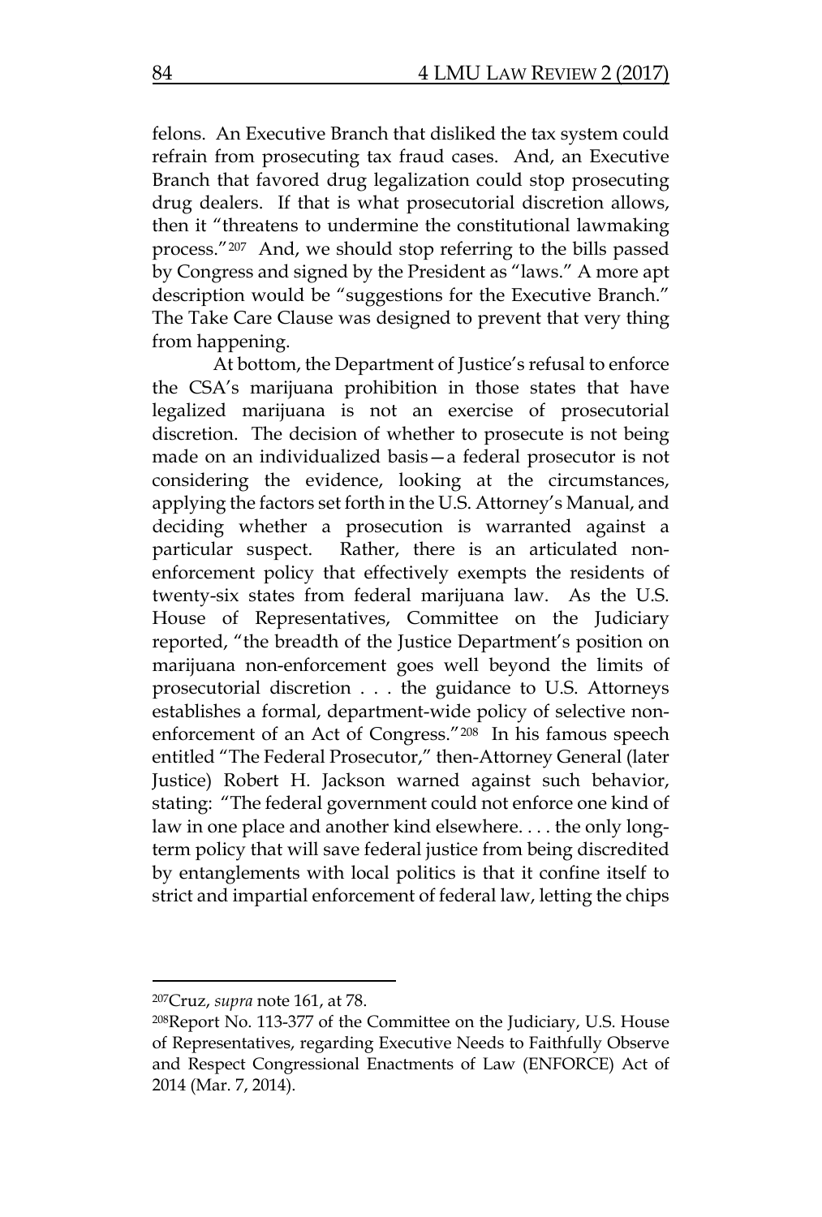felons. An Executive Branch that disliked the tax system could refrain from prosecuting tax fraud cases. And, an Executive Branch that favored drug legalization could stop prosecuting drug dealers. If that is what prosecutorial discretion allows, then it "threatens to undermine the constitutional lawmaking process."[207] And, we should stop referring to the bills passed by Congress and signed by the President as "laws." A more apt description would be "suggestions for the Executive Branch." The Take Care Clause was designed to prevent that very thing from happening.

At bottom, the Department of Justice's refusal to enforce the CSA's marijuana prohibition in those states that have legalized marijuana is not an exercise of prosecutorial discretion. The decision of whether to prosecute is not being made on an individualized basis—a federal prosecutor is not considering the evidence, looking at the circumstances, applying the factors set forth in the U.S. Attorney's Manual, and deciding whether a prosecution is warranted against a particular suspect. Rather, there is an articulated non-enforcement policy that effectively exempts the residents of twenty-six states from federal marijuana law. As the U.S. House of Representatives, Committee on the Judiciary reported, "the breadth of the Justice Department's position on marijuana non-enforcement goes well beyond the limits of prosecutorial discretion . . . the guidance to U.S. Attorneys establishes a formal, department-wide policy of selective non-enforcement of an Act of Congress."[208] In his famous speech entitled "The Federal Prosecutor," then-Attorney General (later Justice) Robert H. Jackson warned against such behavior, stating: "The federal government could not enforce one kind of law in one place and another kind elsewhere. . . . the only long-term policy that will save federal justice from being discredited by entanglements with local politics is that it confine itself to strict and impartial enforcement of federal law, letting the chips

---

[207] Cruz, *supra* note 161, at 78.

[208] Report No. 113-377 of the Committee on the Judiciary, U.S. House of Representatives, regarding Executive Needs to Faithfully Observe and Respect Congressional Enactments of Law (ENFORCE) Act of 2014 (Mar. 7, 2014).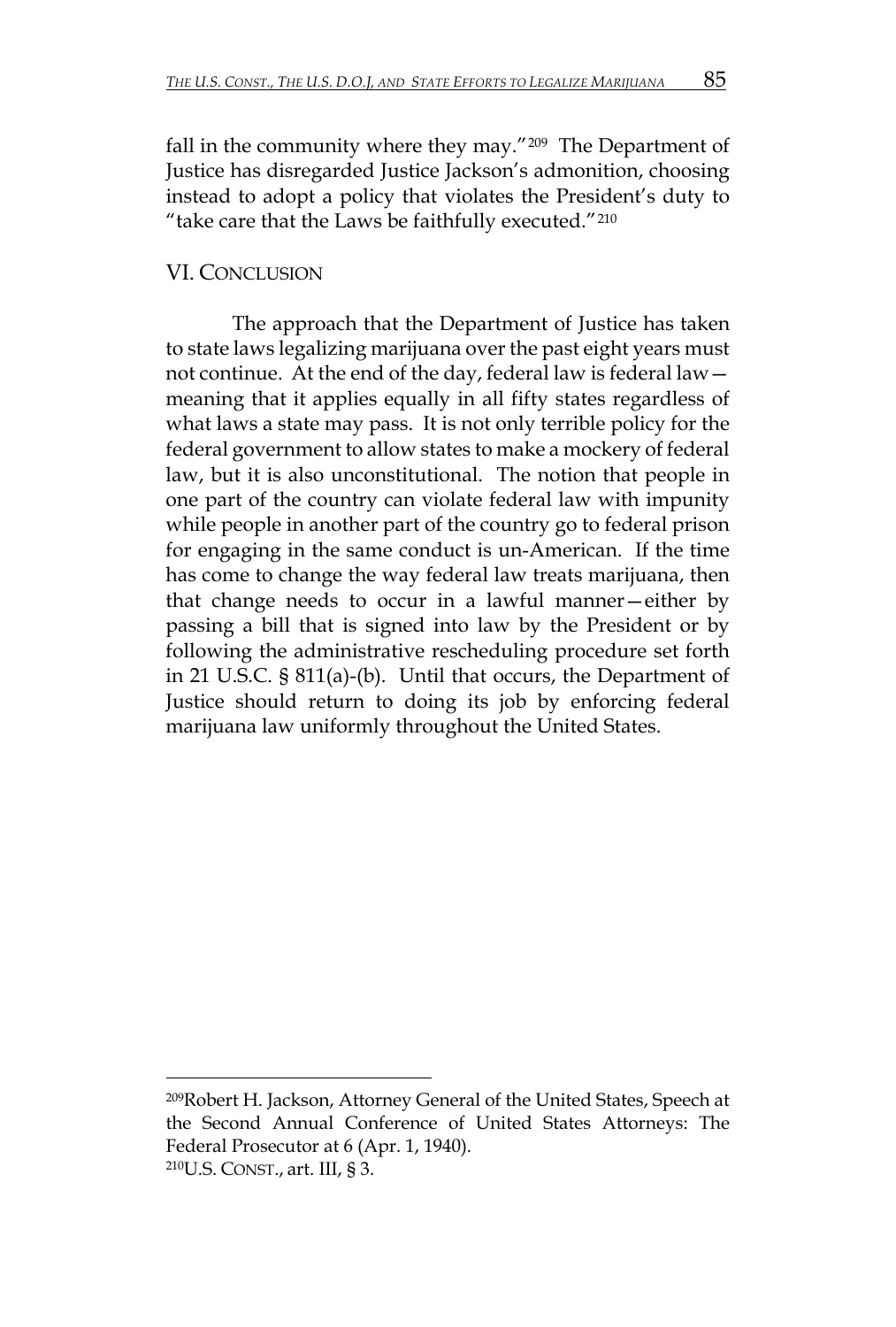fall in the community where they may."[209] The Department of Justice has disregarded Justice Jackson's admonition, choosing instead to adopt a policy that violates the President's duty to "take care that the Laws be faithfully executed."[210]

## VI. CONCLUSION

The approach that the Department of Justice has taken to state laws legalizing marijuana over the past eight years must not continue. At the end of the day, federal law is federal law—meaning that it applies equally in all fifty states regardless of what laws a state may pass. It is not only terrible policy for the federal government to allow states to make a mockery of federal law, but it is also unconstitutional. The notion that people in one part of the country can violate federal law with impunity while people in another part of the country go to federal prison for engaging in the same conduct is un-American. If the time has come to change the way federal law treats marijuana, then that change needs to occur in a lawful manner—either by passing a bill that is signed into law by the President or by following the administrative rescheduling procedure set forth in 21 U.S.C. § 811(a)-(b). Until that occurs, the Department of Justice should return to doing its job by enforcing federal marijuana law uniformly throughout the United States.

---

[209] Robert H. Jackson, Attorney General of the United States, Speech at the Second Annual Conference of United States Attorneys: The Federal Prosecutor at 6 (Apr. 1, 1940).

[210] U.S. CONST., art. III, § 3.